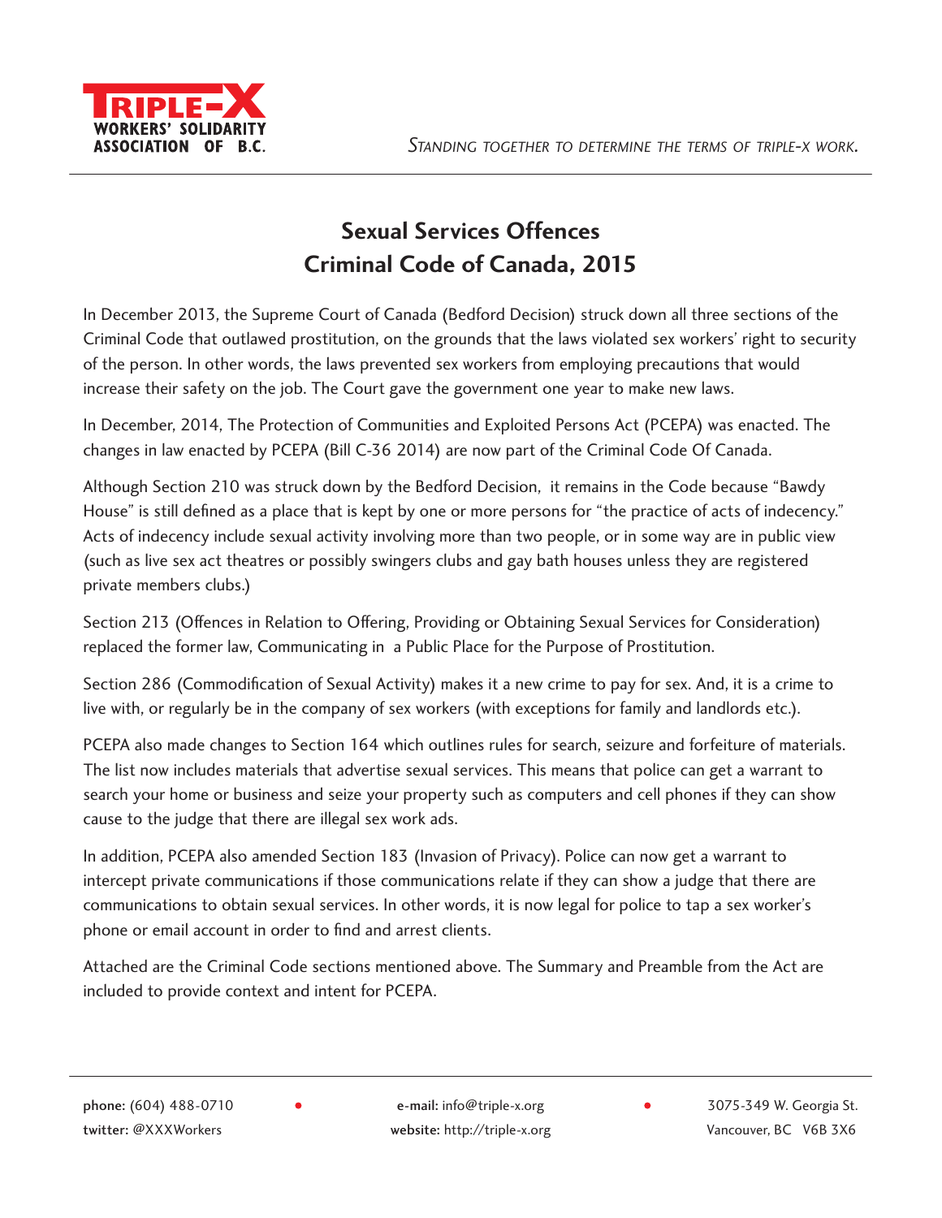# Sexual Services Offences
# Criminal Code of Canada, 2015

In December 2013, the Supreme Court of Canada (Bedford Decision) struck down all three sections of the Criminal Code that outlawed prostitution, on the grounds that the laws violated sex workers' right to security of the person. In other words, the laws prevented sex workers from employing precautions that would increase their safety on the job. The Court gave the government one year to make new laws.

In December, 2014, The Protection of Communities and Exploited Persons Act (PCEPA) was enacted. The changes in law enacted by PCEPA (Bill C-36 2014) are now part of the Criminal Code Of Canada.

Although Section 210 was struck down by the Bedford Decision, it remains in the Code because "Bawdy House" is still defined as a place that is kept by one or more persons for "the practice of acts of indecency." Acts of indecency include sexual activity involving more than two people, or in some way are in public view (such as live sex act theatres or possibly swingers clubs and gay bath houses unless they are registered private members clubs.)

Section 213 (Offences in Relation to Offering, Providing or Obtaining Sexual Services for Consideration) replaced the former law, Communicating in a Public Place for the Purpose of Prostitution.

Section 286 (Commodification of Sexual Activity) makes it a new crime to pay for sex. And, it is a crime to live with, or regularly be in the company of sex workers (with exceptions for family and landlords etc.).

PCEPA also made changes to Section 164 which outlines rules for search, seizure and forfeiture of materials. The list now includes materials that advertise sexual services. This means that police can get a warrant to search your home or business and seize your property such as computers and cell phones if they can show cause to the judge that there are illegal sex work ads.

In addition, PCEPA also amended Section 183 (Invasion of Privacy). Police can now get a warrant to intercept private communications if those communications relate if they can show a judge that there are communications to obtain sexual services. In other words, it is now legal for police to tap a sex worker's phone or email account in order to find and arrest clients.

Attached are the Criminal Code sections mentioned above. The Summary and Preamble from the Act are included to provide context and intent for PCEPA.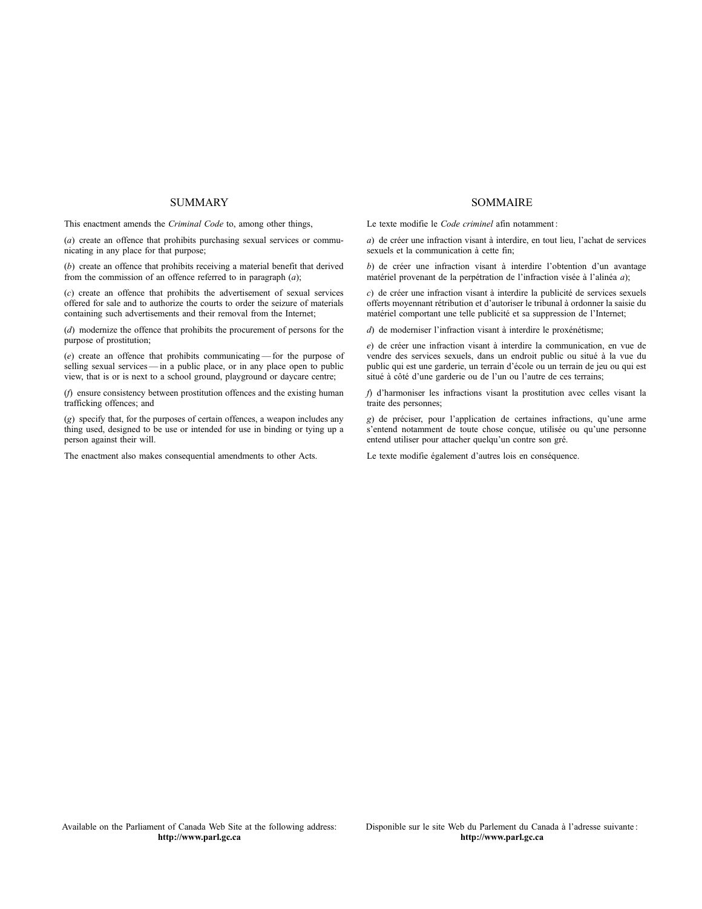## SUMMARY

This enactment amends the *Criminal Code* to, among other things,

(*a*) create an offence that prohibits purchasing sexual services or communicating in any place for that purpose;

(*b*) create an offence that prohibits receiving a material benefit that derived from the commission of an offence referred to in paragraph (*a*);

(*c*) create an offence that prohibits the advertisement of sexual services offered for sale and to authorize the courts to order the seizure of materials containing such advertisements and their removal from the Internet;

(*d*) modernize the offence that prohibits the procurement of persons for the purpose of prostitution;

(*e*) create an offence that prohibits communicating — for the purpose of selling sexual services — in a public place, or in any place open to public view, that is or is next to a school ground, playground or daycare centre;

(*f*) ensure consistency between prostitution offences and the existing human trafficking offences; and

(*g*) specify that, for the purposes of certain offences, a weapon includes any thing used, designed to be use or intended for use in binding or tying up a person against their will.

The enactment also makes consequential amendments to other Acts.

## SOMMAIRE

Le texte modifie le *Code criminel* afin notamment :

*a*) de créer une infraction visant à interdire, en tout lieu, l'achat de services sexuels et la communication à cette fin;

*b*) de créer une infraction visant à interdire l'obtention d'un avantage matériel provenant de la perpétration de l'infraction visée à l'alinéa *a*);

*c*) de créer une infraction visant à interdire la publicité de services sexuels offerts moyennant rétribution et d'autoriser le tribunal à ordonner la saisie du matériel comportant une telle publicité et sa suppression de l'Internet;

*d*) de moderniser l'infraction visant à interdire le proxénétisme;

*e*) de créer une infraction visant à interdire la communication, en vue de vendre des services sexuels, dans un endroit public ou situé à la vue du public qui est une garderie, un terrain d'école ou un terrain de jeu ou qui est situé à côté d'une garderie ou de l'un ou l'autre de ces terrains;

*f*) d'harmoniser les infractions visant la prostitution avec celles visant la traite des personnes;

*g*) de préciser, pour l'application de certaines infractions, qu'une arme s'entend notamment de toute chose conçue, utilisée ou qu'une personne entend utiliser pour attacher quelqu'un contre son gré.

Le texte modifie également d'autres lois en conséquence.

Available on the Parliament of Canada Web Site at the following address:
**http://www.parl.gc.ca**

Disponible sur le site Web du Parlement du Canada à l'adresse suivante :
**http://www.parl.gc.ca**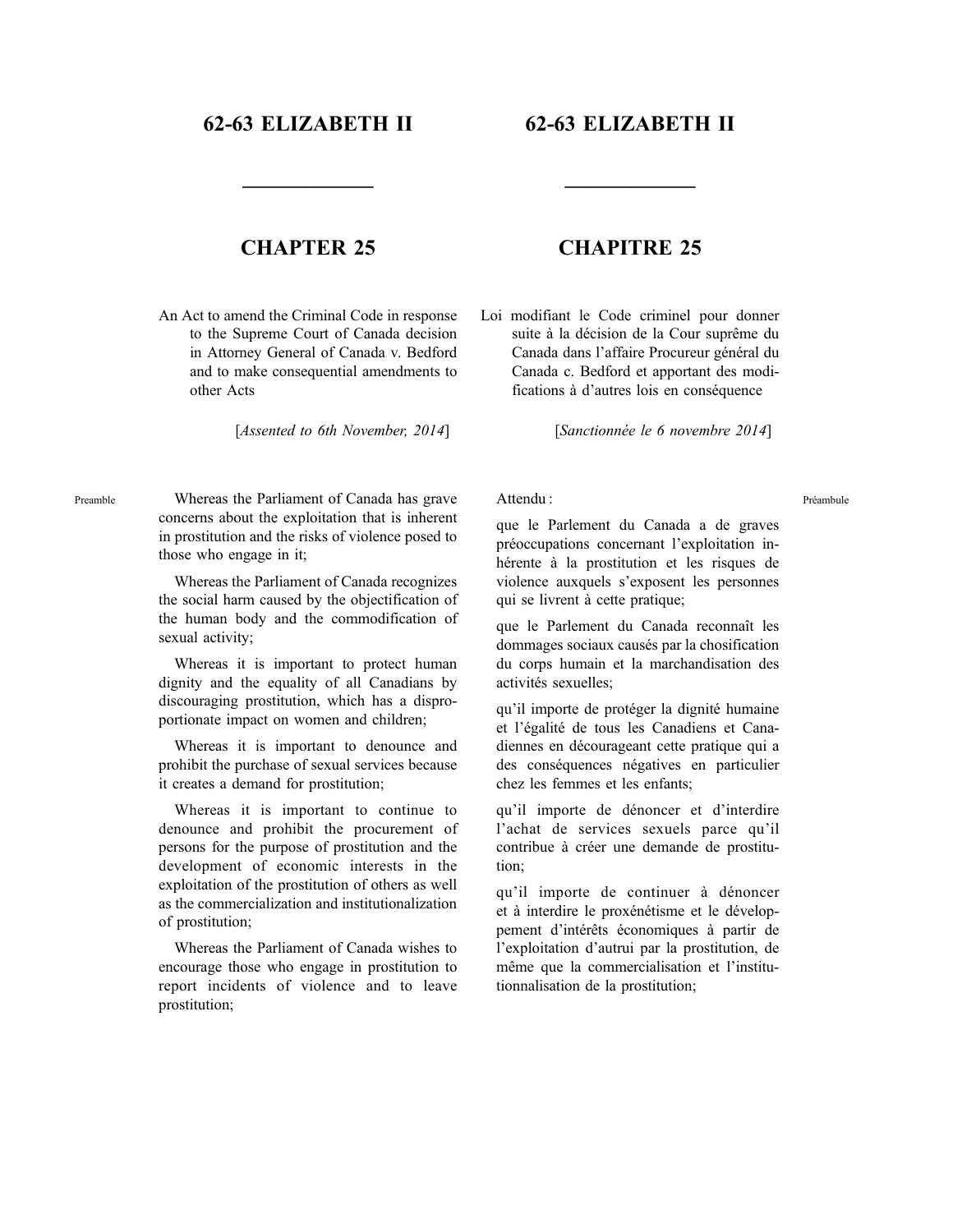# 62-63 ELIZABETH II

## CHAPTER 25

An Act to amend the Criminal Code in response to the Supreme Court of Canada decision in Attorney General of Canada v. Bedford and to make consequential amendments to other Acts

[*Assented to 6th November, 2014*]

Preamble

Whereas the Parliament of Canada has grave concerns about the exploitation that is inherent in prostitution and the risks of violence posed to those who engage in it;

Whereas the Parliament of Canada recognizes the social harm caused by the objectification of the human body and the commodification of sexual activity;

Whereas it is important to protect human dignity and the equality of all Canadians by discouraging prostitution, which has a disproportionate impact on women and children;

Whereas it is important to denounce and prohibit the purchase of sexual services because it creates a demand for prostitution;

Whereas it is important to continue to denounce and prohibit the procurement of persons for the purpose of prostitution and the development of economic interests in the exploitation of the prostitution of others as well as the commercialization and institutionalization of prostitution;

Whereas the Parliament of Canada wishes to encourage those who engage in prostitution to report incidents of violence and to leave prostitution;

# 62-63 ELIZABETH II

## CHAPITRE 25

Loi modifiant le Code criminel pour donner suite à la décision de la Cour suprême du Canada dans l'affaire Procureur général du Canada c. Bedford et apportant des modifications à d'autres lois en conséquence

[*Sanctionnée le 6 novembre 2014*]

Préambule

Attendu :

que le Parlement du Canada a de graves préoccupations concernant l'exploitation inhérente à la prostitution et les risques de violence auxquels s'exposent les personnes qui se livrent à cette pratique;

que le Parlement du Canada reconnaît les dommages sociaux causés par la chosification du corps humain et la marchandisation des activités sexuelles;

qu'il importe de protéger la dignité humaine et l'égalité de tous les Canadiens et Canadiennes en décourageant cette pratique qui a des conséquences négatives en particulier chez les femmes et les enfants;

qu'il importe de dénoncer et d'interdire l'achat de services sexuels parce qu'il contribue à créer une demande de prostitution;

qu'il importe de continuer à dénoncer et à interdire le proxénétisme et le développement d'intérêts économiques à partir de l'exploitation d'autrui par la prostitution, de même que la commercialisation et l'institutionnalisation de la prostitution;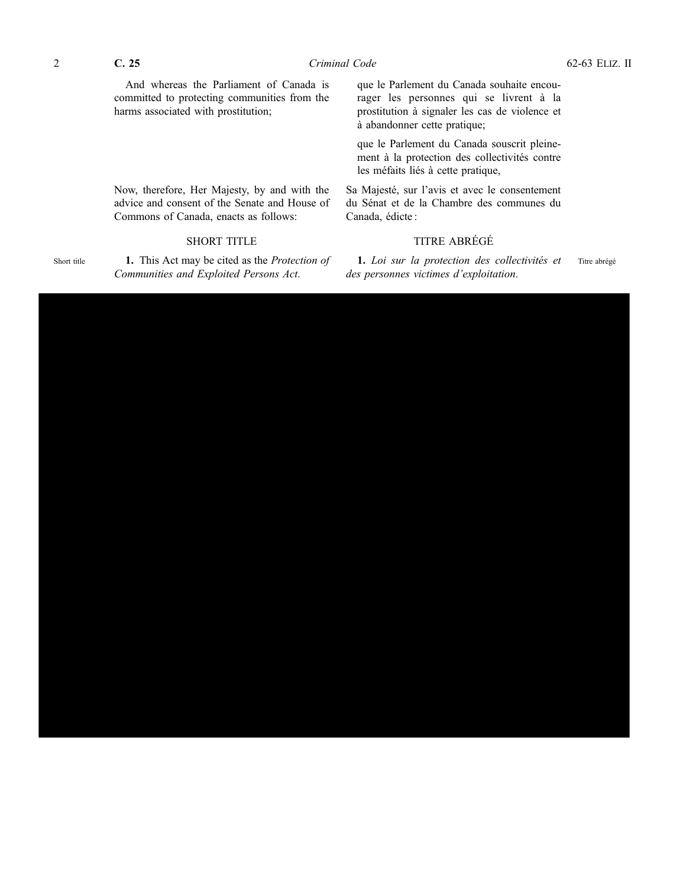And whereas the Parliament of Canada is committed to protecting communities from the harms associated with prostitution;

que le Parlement du Canada souhaite encourager les personnes qui se livrent à la prostitution à signaler les cas de violence et à abandonner cette pratique;

que le Parlement du Canada souscrit pleinement à la protection des collectivités contre les méfaits liés à cette pratique,

Now, therefore, Her Majesty, by and with the advice and consent of the Senate and House of Commons of Canada, enacts as follows:

Sa Majesté, sur l'avis et avec le consentement du Sénat et de la Chambre des communes du Canada, édicte :

## SHORT TITLE

## TITRE ABRÉGÉ

Short title

**1.** This Act may be cited as the *Protection of Communities and Exploited Persons Act*.

Titre abrégé

**1.** *Loi sur la protection des collectivités et des personnes victimes d'exploitation*.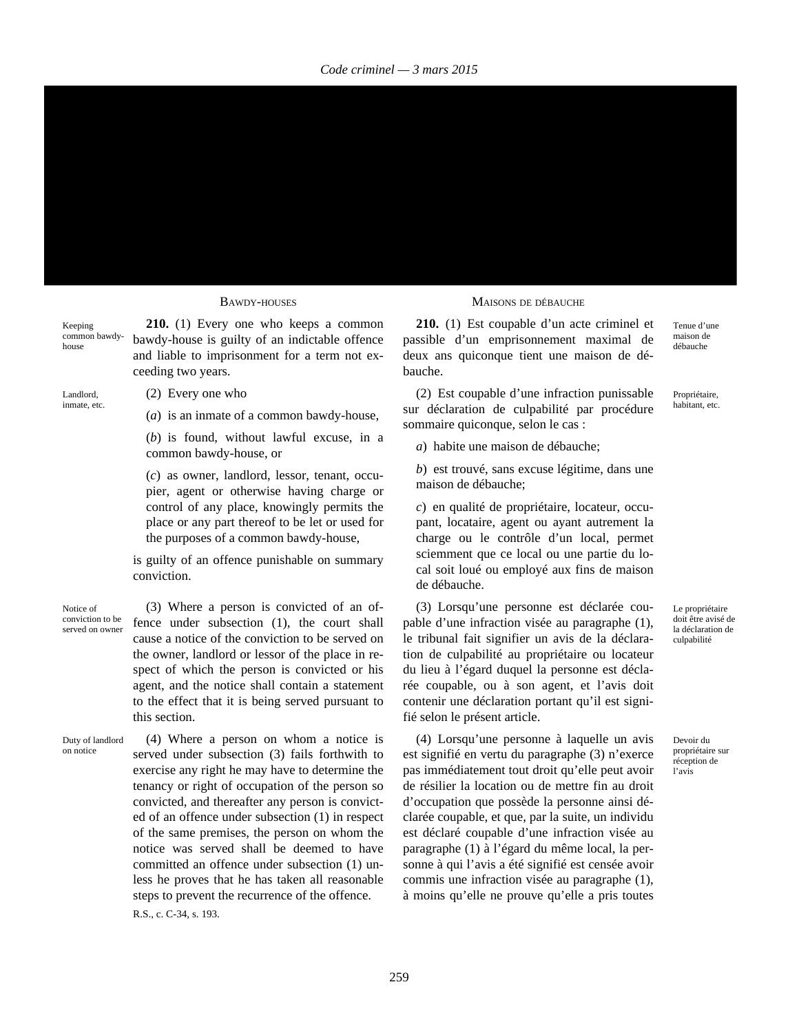## BAWDY-HOUSES

Keeping common bawdy-house

**210.** (1) Every one who keeps a common bawdy-house is guilty of an indictable offence and liable to imprisonment for a term not exceeding two years.

Landlord, inmate, etc.

(2) Every one who

(*a*) is an inmate of a common bawdy-house,

(*b*) is found, without lawful excuse, in a common bawdy-house, or

(*c*) as owner, landlord, lessor, tenant, occupier, agent or otherwise having charge or control of any place, knowingly permits the place or any part thereof to be let or used for the purposes of a common bawdy-house,

is guilty of an offence punishable on summary conviction.

Notice of conviction to be served on owner

(3) Where a person is convicted of an offence under subsection (1), the court shall cause a notice of the conviction to be served on the owner, landlord or lessor of the place in respect of which the person is convicted or his agent, and the notice shall contain a statement to the effect that it is being served pursuant to this section.

Duty of landlord on notice

(4) Where a person on whom a notice is served under subsection (3) fails forthwith to exercise any right he may have to determine the tenancy or right of occupation of the person so convicted, and thereafter any person is convicted of an offence under subsection (1) in respect of the same premises, the person on whom the notice was served shall be deemed to have committed an offence under subsection (1) unless he proves that he has taken all reasonable steps to prevent the recurrence of the offence.

R.S., c. C-34, s. 193.

## MAISONS DE DÉBAUCHE

Tenue d'une maison de débauche

**210.** (1) Est coupable d'un acte criminel et passible d'un emprisonnement maximal de deux ans quiconque tient une maison de débauche.

Propriétaire, habitant, etc.

(2) Est coupable d'une infraction punissable sur déclaration de culpabilité par procédure sommaire quiconque, selon le cas :

*a*) habite une maison de débauche;

*b*) est trouvé, sans excuse légitime, dans une maison de débauche;

*c*) en qualité de propriétaire, locateur, occupant, locataire, agent ou ayant autrement la charge ou le contrôle d'un local, permet sciemment que ce local ou une partie du local soit loué ou employé aux fins de maison de débauche.

Le propriétaire doit être avisé de la déclaration de culpabilité

(3) Lorsqu'une personne est déclarée coupable d'une infraction visée au paragraphe (1), le tribunal fait signifier un avis de la déclaration de culpabilité au propriétaire ou locateur du lieu à l'égard duquel la personne est déclarée coupable, ou à son agent, et l'avis doit contenir une déclaration portant qu'il est signifié selon le présent article.

Devoir du propriétaire sur réception de l'avis

(4) Lorsqu'une personne à laquelle un avis est signifié en vertu du paragraphe (3) n'exerce pas immédiatement tout droit qu'elle peut avoir de résilier la location ou de mettre fin au droit d'occupation que possède la personne ainsi déclarée coupable, et que, par la suite, un individu est déclaré coupable d'une infraction visée au paragraphe (1) à l'égard du même local, la personne à qui l'avis a été signifié est censée avoir commis une infraction visée au paragraphe (1), à moins qu'elle ne prouve qu'elle a pris toutes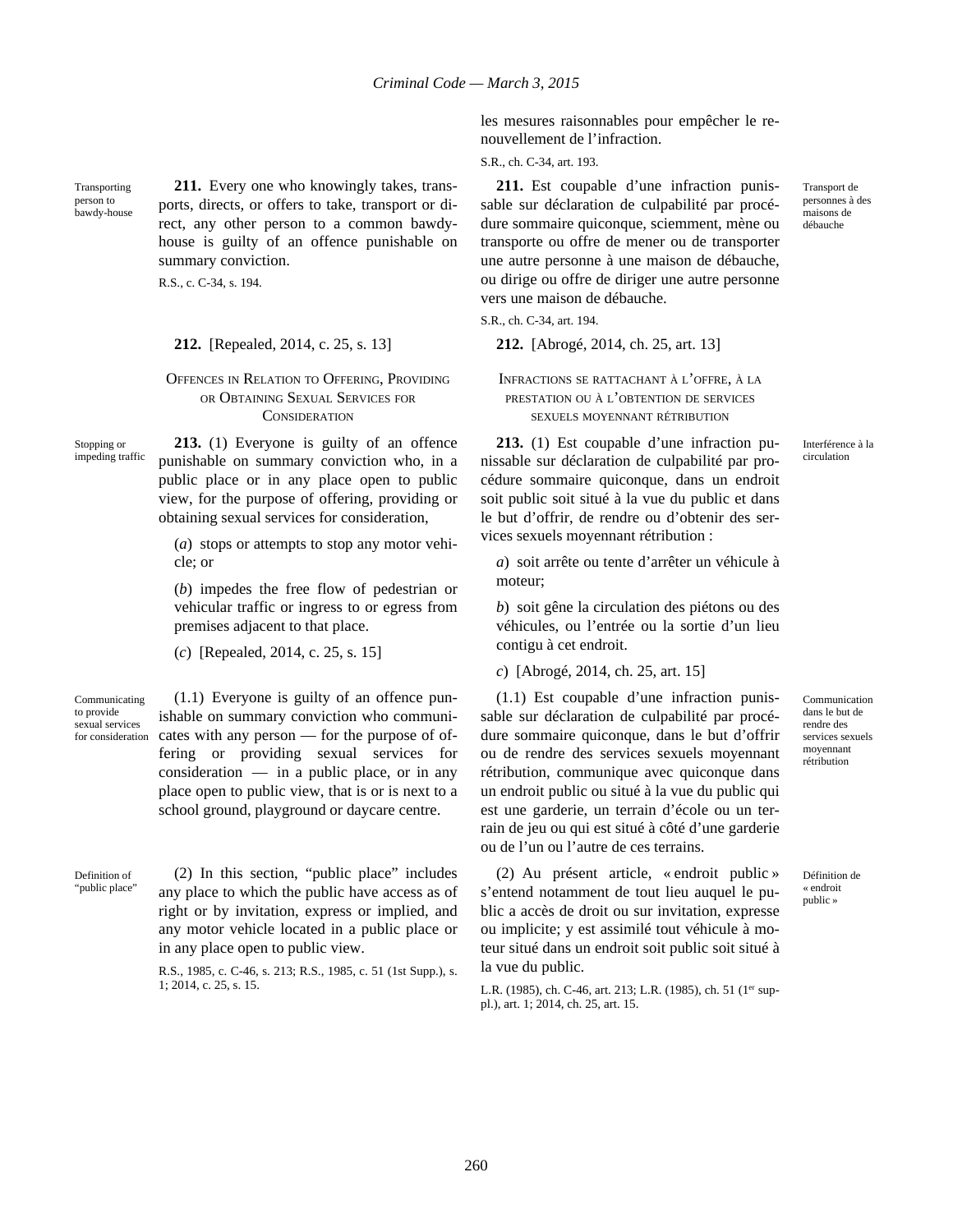les mesures raisonnables pour empêcher le renouvellement de l'infraction.

S.R., ch. C-34, art. 193.

Transporting person to bawdy-house

**211.** Every one who knowingly takes, transports, directs, or offers to take, transport or direct, any other person to a common bawdy-house is guilty of an offence punishable on summary conviction.

R.S., c. C-34, s. 194.

Transport de personnes à des maisons de débauche

**211.** Est coupable d'une infraction punissable sur déclaration de culpabilité par procédure sommaire quiconque, sciemment, mène ou transporte ou offre de mener ou de transporter une autre personne à une maison de débauche, ou dirige ou offre de diriger une autre personne vers une maison de débauche.

S.R., ch. C-34, art. 194.

**212.** [Repealed, 2014, c. 25, s. 13]

**212.** [Abrogé, 2014, ch. 25, art. 13]

## Offences in Relation to Offering, Providing or Obtaining Sexual Services for Consideration

## Infractions se rattachant à l'offre, à la prestation ou à l'obtention de services sexuels moyennant rétribution

Stopping or impeding traffic

**213.** (1) Everyone is guilty of an offence punishable on summary conviction who, in a public place or in any place open to public view, for the purpose of offering, providing or obtaining sexual services for consideration,

(*a*) stops or attempts to stop any motor vehicle; or

(*b*) impedes the free flow of pedestrian or vehicular traffic or ingress to or egress from premises adjacent to that place.

(*c*) [Repealed, 2014, c. 25, s. 15]

Interférence à la circulation

**213.** (1) Est coupable d'une infraction punissable sur déclaration de culpabilité par procédure sommaire quiconque, dans un endroit soit public soit situé à la vue du public et dans le but d'offrir, de rendre ou d'obtenir des services sexuels moyennant rétribution :

*a*) soit arrête ou tente d'arrêter un véhicule à moteur;

*b*) soit gêne la circulation des piétons ou des véhicules, ou l'entrée ou la sortie d'un lieu contigu à cet endroit.

*c*) [Abrogé, 2014, ch. 25, art. 15]

Communicating to provide sexual services for consideration

(1.1) Everyone is guilty of an offence punishable on summary conviction who communicates with any person — for the purpose of offering or providing sexual services for consideration — in a public place, or in any place open to public view, that is or is next to a school ground, playground or daycare centre.

Communication dans le but de rendre des services sexuels moyennant rétribution

(1.1) Est coupable d'une infraction punissable sur déclaration de culpabilité par procédure sommaire quiconque, dans le but d'offrir ou de rendre des services sexuels moyennant rétribution, communique avec quiconque dans un endroit public ou situé à la vue du public qui est une garderie, un terrain d'école ou un terrain de jeu ou qui est situé à côté d'une garderie ou de l'un ou l'autre de ces terrains.

Definition of "public place"

(2) In this section, "public place" includes any place to which the public have access as of right or by invitation, express or implied, and any motor vehicle located in a public place or in any place open to public view.

R.S., 1985, c. C-46, s. 213; R.S., 1985, c. 51 (1st Supp.), s. 1; 2014, c. 25, s. 15.

Définition de « endroit public »

(2) Au présent article, « endroit public » s'entend notamment de tout lieu auquel le public a accès de droit ou sur invitation, expresse ou implicite; y est assimilé tout véhicule à moteur situé dans un endroit soit public soit situé à la vue du public.

L.R. (1985), ch. C-46, art. 213; L.R. (1985), ch. 51 (1er suppl.), art. 1; 2014, ch. 25, art. 15.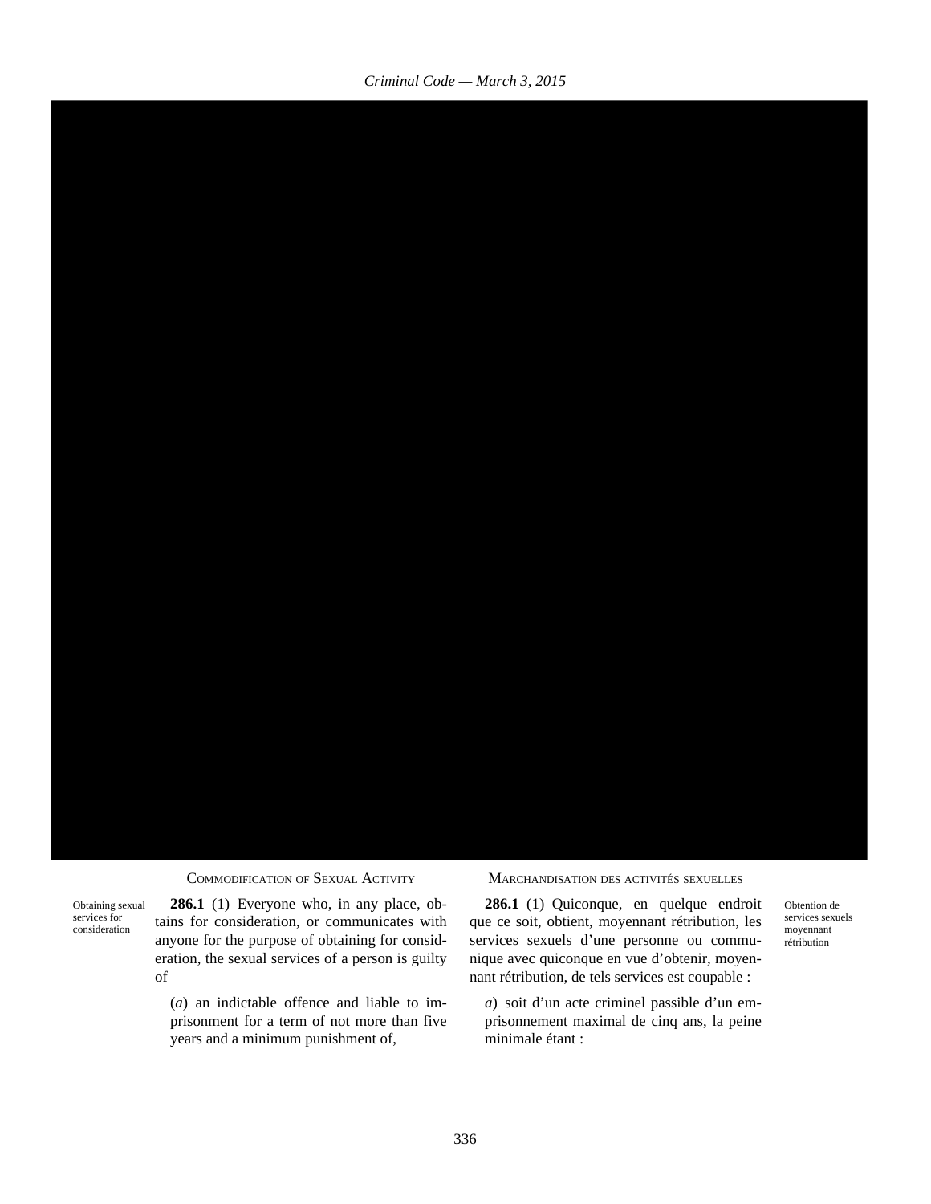## COMMODIFICATION OF SEXUAL ACTIVITY

Obtaining sexual services for consideration

**286.1** (1) Everyone who, in any place, obtains for consideration, or communicates with anyone for the purpose of obtaining for consideration, the sexual services of a person is guilty of

(*a*) an indictable offence and liable to imprisonment for a term of not more than five years and a minimum punishment of,

## MARCHANDISATION DES ACTIVITÉS SEXUELLES

Obtention de services sexuels moyennant rétribution

**286.1** (1) Quiconque, en quelque endroit que ce soit, obtient, moyennant rétribution, les services sexuels d'une personne ou communique avec quiconque en vue d'obtenir, moyennant rétribution, de tels services est coupable :

*a*) soit d'un acte criminel passible d'un emprisonnement maximal de cinq ans, la peine minimale étant :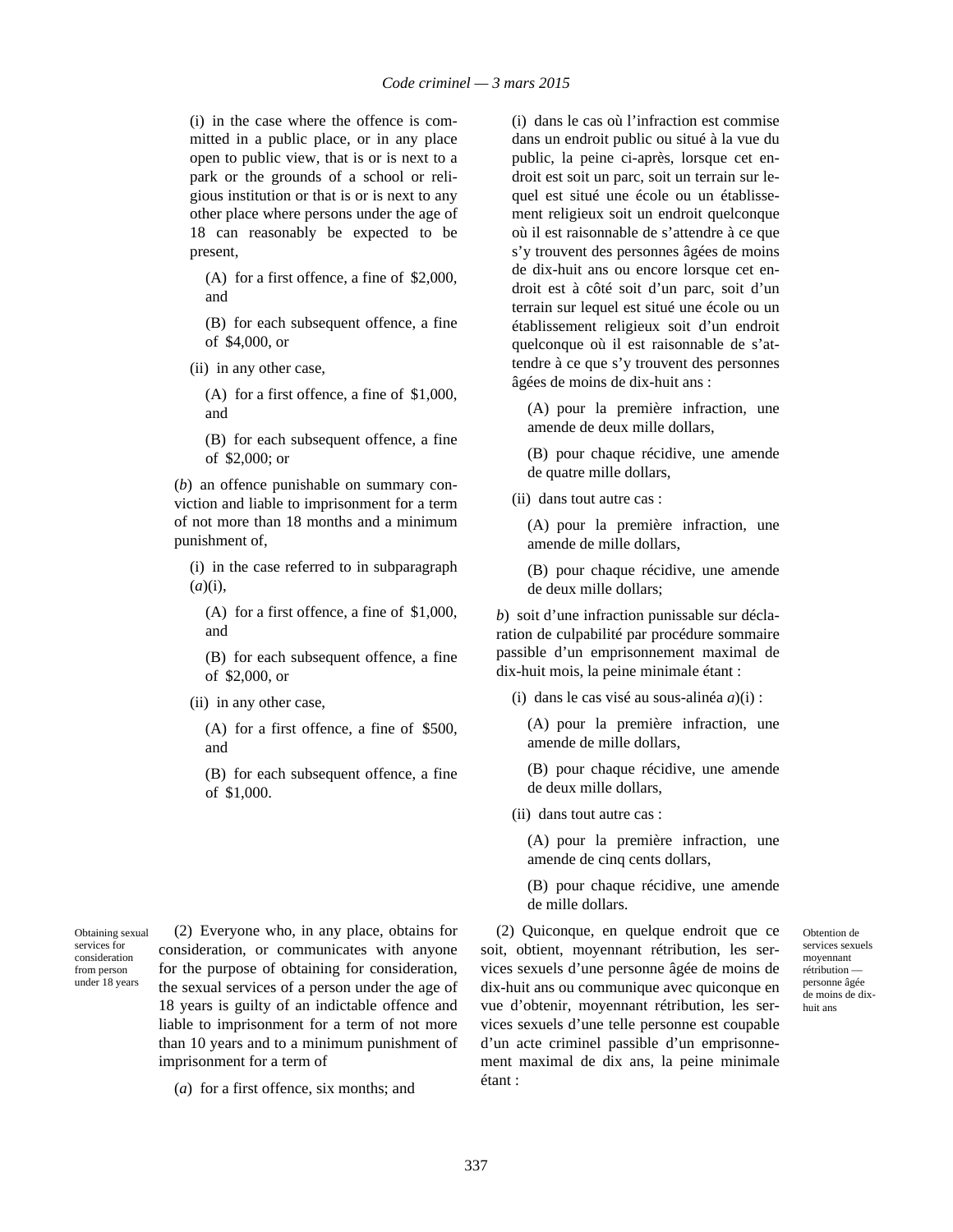(i) in the case where the offence is committed in a public place, or in any place open to public view, that is or is next to a park or the grounds of a school or religious institution or that is or is next to any other place where persons under the age of 18 can reasonably be expected to be present,

(A) for a first offence, a fine of $2,000, and

(B) for each subsequent offence, a fine of $4,000, or

(ii) in any other case,

(A) for a first offence, a fine of $1,000, and

(B) for each subsequent offence, a fine of $2,000; or

(*b*) an offence punishable on summary conviction and liable to imprisonment for a term of not more than 18 months and a minimum punishment of,

(i) in the case referred to in subparagraph (*a*)(i),

(A) for a first offence, a fine of $1,000, and

(B) for each subsequent offence, a fine of $2,000, or

(ii) in any other case,

(A) for a first offence, a fine of $500, and

(B) for each subsequent offence, a fine of $1,000.

Obtaining sexual services for consideration from person under 18 years

(2) Everyone who, in any place, obtains for consideration, or communicates with anyone for the purpose of obtaining for consideration, the sexual services of a person under the age of 18 years is guilty of an indictable offence and liable to imprisonment for a term of not more than 10 years and to a minimum punishment of imprisonment for a term of

(*a*) for a first offence, six months; and

(i) dans le cas où l'infraction est commise dans un endroit public ou situé à la vue du public, la peine ci-après, lorsque cet endroit est soit un parc, soit un terrain sur lequel est situé une école ou un établissement religieux soit un endroit quelconque où il est raisonnable de s'attendre à ce que s'y trouvent des personnes âgées de moins de dix-huit ans ou encore lorsque cet endroit est à côté soit d'un parc, soit d'un terrain sur lequel est situé une école ou un établissement religieux soit d'un endroit quelconque où il est raisonnable de s'attendre à ce que s'y trouvent des personnes âgées de moins de dix-huit ans :

(A) pour la première infraction, une amende de deux mille dollars,

(B) pour chaque récidive, une amende de quatre mille dollars,

(ii) dans tout autre cas :

(A) pour la première infraction, une amende de mille dollars,

(B) pour chaque récidive, une amende de deux mille dollars;

*b*) soit d'une infraction punissable sur déclaration de culpabilité par procédure sommaire passible d'un emprisonnement maximal de dix-huit mois, la peine minimale étant :

(i) dans le cas visé au sous-alinéa *a*)(i) :

(A) pour la première infraction, une amende de mille dollars,

(B) pour chaque récidive, une amende de deux mille dollars,

(ii) dans tout autre cas :

(A) pour la première infraction, une amende de cinq cents dollars,

(B) pour chaque récidive, une amende de mille dollars.

Obtention de services sexuels moyennant rétribution — personne âgée de moins de dix-huit ans

(2) Quiconque, en quelque endroit que ce soit, obtient, moyennant rétribution, les services sexuels d'une personne âgée de moins de dix-huit ans ou communique avec quiconque en vue d'obtenir, moyennant rétribution, les services sexuels d'une telle personne est coupable d'un acte criminel passible d'un emprisonnement maximal de dix ans, la peine minimale étant :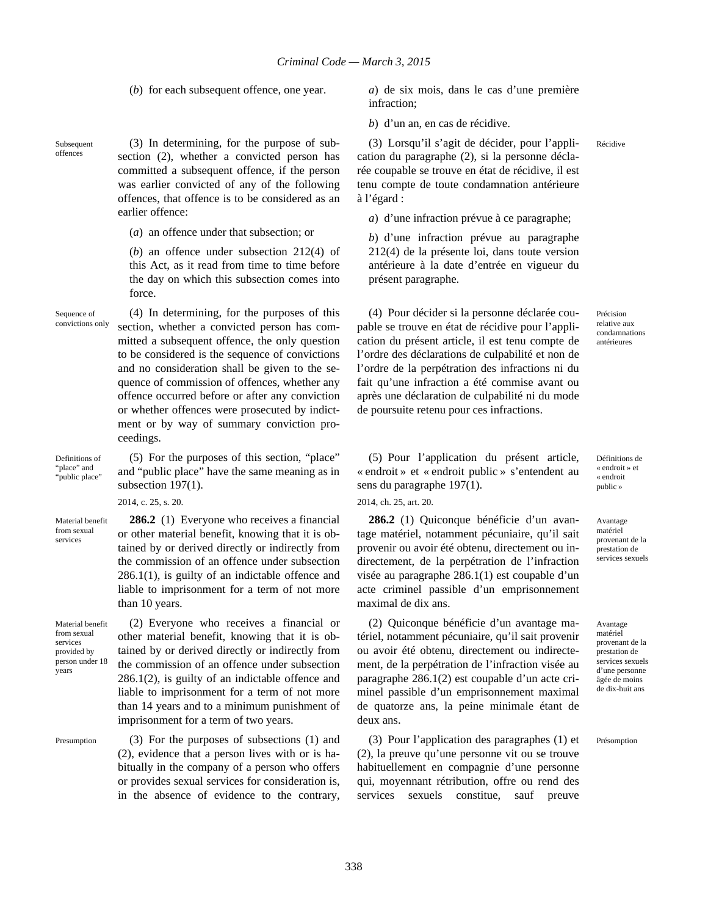(*b*) for each subsequent offence, one year.

*a*) de six mois, dans le cas d'une première infraction;

*b*) d'un an, en cas de récidive.

Subsequent offences

(3) In determining, for the purpose of subsection (2), whether a convicted person has committed a subsequent offence, if the person was earlier convicted of any of the following offences, that offence is to be considered as an earlier offence:

(*a*) an offence under that subsection; or

(*b*) an offence under subsection 212(4) of this Act, as it read from time to time before the day on which this subsection comes into force.

Récidive

(3) Lorsqu'il s'agit de décider, pour l'application du paragraphe (2), si la personne déclarée coupable se trouve en état de récidive, il est tenu compte de toute condamnation antérieure à l'égard :

*a*) d'une infraction prévue à ce paragraphe;

*b*) d'une infraction prévue au paragraphe 212(4) de la présente loi, dans toute version antérieure à la date d'entrée en vigueur du présent paragraphe.

Sequence of convictions only

(4) In determining, for the purposes of this section, whether a convicted person has committed a subsequent offence, the only question to be considered is the sequence of convictions and no consideration shall be given to the sequence of commission of offences, whether any offence occurred before or after any conviction or whether offences were prosecuted by indictment or by way of summary conviction proceedings.

Précision relative aux condamnations antérieures

(4) Pour décider si la personne déclarée coupable se trouve en état de récidive pour l'application du présent article, il est tenu compte de l'ordre des déclarations de culpabilité et non de l'ordre de la perpétration des infractions ni du fait qu'une infraction a été commise avant ou après une déclaration de culpabilité ni du mode de poursuite retenu pour ces infractions.

Definitions of "place" and "public place"

(5) For the purposes of this section, "place" and "public place" have the same meaning as in subsection 197(1).

2014, c. 25, s. 20.

Définitions de « endroit » et « endroit public »

(5) Pour l'application du présent article, « endroit » et « endroit public » s'entendent au sens du paragraphe 197(1).

2014, ch. 25, art. 20.

Material benefit from sexual services

**286.2** (1) Everyone who receives a financial or other material benefit, knowing that it is obtained by or derived directly or indirectly from the commission of an offence under subsection 286.1(1), is guilty of an indictable offence and liable to imprisonment for a term of not more than 10 years.

Avantage matériel provenant de la prestation de services sexuels

**286.2** (1) Quiconque bénéficie d'un avantage matériel, notamment pécuniaire, qu'il sait provenir ou avoir été obtenu, directement ou indirectement, de la perpétration de l'infraction visée au paragraphe 286.1(1) est coupable d'un acte criminel passible d'un emprisonnement maximal de dix ans.

Material benefit from sexual services provided by person under 18 years

(2) Everyone who receives a financial or other material benefit, knowing that it is obtained by or derived directly or indirectly from the commission of an offence under subsection 286.1(2), is guilty of an indictable offence and liable to imprisonment for a term of not more than 14 years and to a minimum punishment of imprisonment for a term of two years.

Avantage matériel provenant de la prestation de services sexuels d'une personne âgée de moins de dix-huit ans

(2) Quiconque bénéficie d'un avantage matériel, notamment pécuniaire, qu'il sait provenir ou avoir été obtenu, directement ou indirectement, de la perpétration de l'infraction visée au paragraphe 286.1(2) est coupable d'un acte criminel passible d'un emprisonnement maximal de quatorze ans, la peine minimale étant de deux ans.

Presumption

(3) For the purposes of subsections (1) and (2), evidence that a person lives with or is habitually in the company of a person who offers or provides sexual services for consideration is, in the absence of evidence to the contrary,

Présomption

(3) Pour l'application des paragraphes (1) et (2), la preuve qu'une personne vit ou se trouve habituellement en compagnie d'une personne qui, moyennant rétribution, offre ou rend des services sexuels constitue, sauf preuve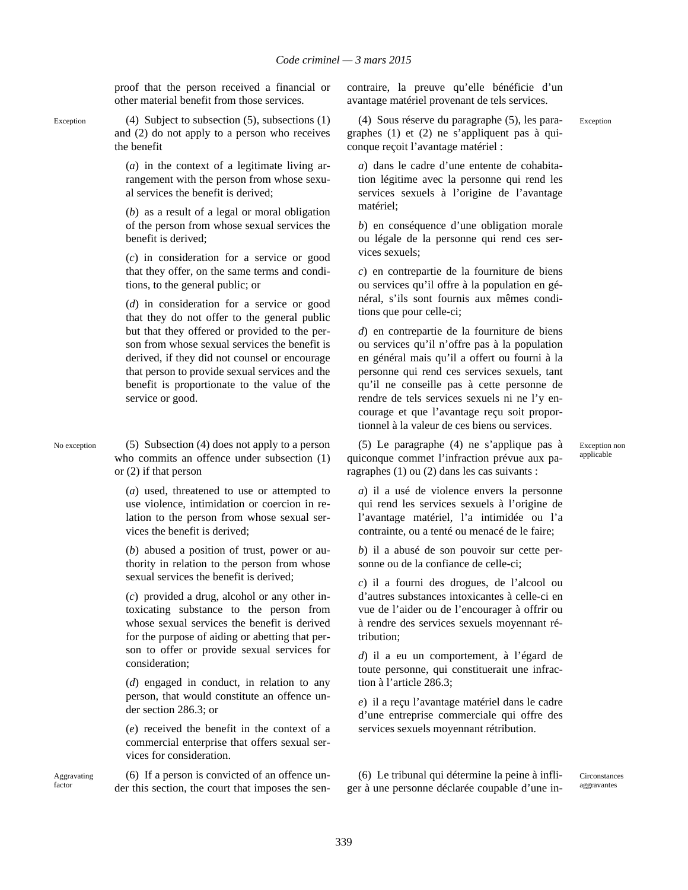proof that the person received a financial or other material benefit from those services.

Exception

(4) Subject to subsection (5), subsections (1) and (2) do not apply to a person who receives the benefit

(*a*) in the context of a legitimate living arrangement with the person from whose sexual services the benefit is derived;

(*b*) as a result of a legal or moral obligation of the person from whose sexual services the benefit is derived;

(*c*) in consideration for a service or good that they offer, on the same terms and conditions, to the general public; or

(*d*) in consideration for a service or good that they do not offer to the general public but that they offered or provided to the person from whose sexual services the benefit is derived, if they did not counsel or encourage that person to provide sexual services and the benefit is proportionate to the value of the service or good.

No exception

(5) Subsection (4) does not apply to a person who commits an offence under subsection (1) or (2) if that person

(*a*) used, threatened to use or attempted to use violence, intimidation or coercion in relation to the person from whose sexual services the benefit is derived;

(*b*) abused a position of trust, power or authority in relation to the person from whose sexual services the benefit is derived;

(*c*) provided a drug, alcohol or any other intoxicating substance to the person from whose sexual services the benefit is derived for the purpose of aiding or abetting that person to offer or provide sexual services for consideration;

(*d*) engaged in conduct, in relation to any person, that would constitute an offence under section 286.3; or

(*e*) received the benefit in the context of a commercial enterprise that offers sexual services for consideration.

Aggravating factor

(6) If a person is convicted of an offence under this section, the court that imposes the sen-

contraire, la preuve qu'elle bénéficie d'un avantage matériel provenant de tels services.

Exception

(4) Sous réserve du paragraphe (5), les paragraphes (1) et (2) ne s'appliquent pas à quiconque reçoit l'avantage matériel :

*a*) dans le cadre d'une entente de cohabitation légitime avec la personne qui rend les services sexuels à l'origine de l'avantage matériel;

*b*) en conséquence d'une obligation morale ou légale de la personne qui rend ces services sexuels;

*c*) en contrepartie de la fourniture de biens ou services qu'il offre à la population en général, s'ils sont fournis aux mêmes conditions que pour celle-ci;

*d*) en contrepartie de la fourniture de biens ou services qu'il n'offre pas à la population en général mais qu'il a offert ou fourni à la personne qui rend ces services sexuels, tant qu'il ne conseille pas à cette personne de rendre de tels services sexuels ni ne l'y encourage et que l'avantage reçu soit proportionnel à la valeur de ces biens ou services.

Exception non applicable

(5) Le paragraphe (4) ne s'applique pas à quiconque commet l'infraction prévue aux paragraphes (1) ou (2) dans les cas suivants :

*a*) il a usé de violence envers la personne qui rend les services sexuels à l'origine de l'avantage matériel, l'a intimidée ou l'a contrainte, ou a tenté ou menacé de le faire;

*b*) il a abusé de son pouvoir sur cette personne ou de la confiance de celle-ci;

*c*) il a fourni des drogues, de l'alcool ou d'autres substances intoxicantes à celle-ci en vue de l'aider ou de l'encourager à offrir ou à rendre des services sexuels moyennant rétribution;

*d*) il a eu un comportement, à l'égard de toute personne, qui constituerait une infraction à l'article 286.3;

*e*) il a reçu l'avantage matériel dans le cadre d'une entreprise commerciale qui offre des services sexuels moyennant rétribution.

Circonstances aggravantes

(6) Le tribunal qui détermine la peine à infliger à une personne déclarée coupable d'une in-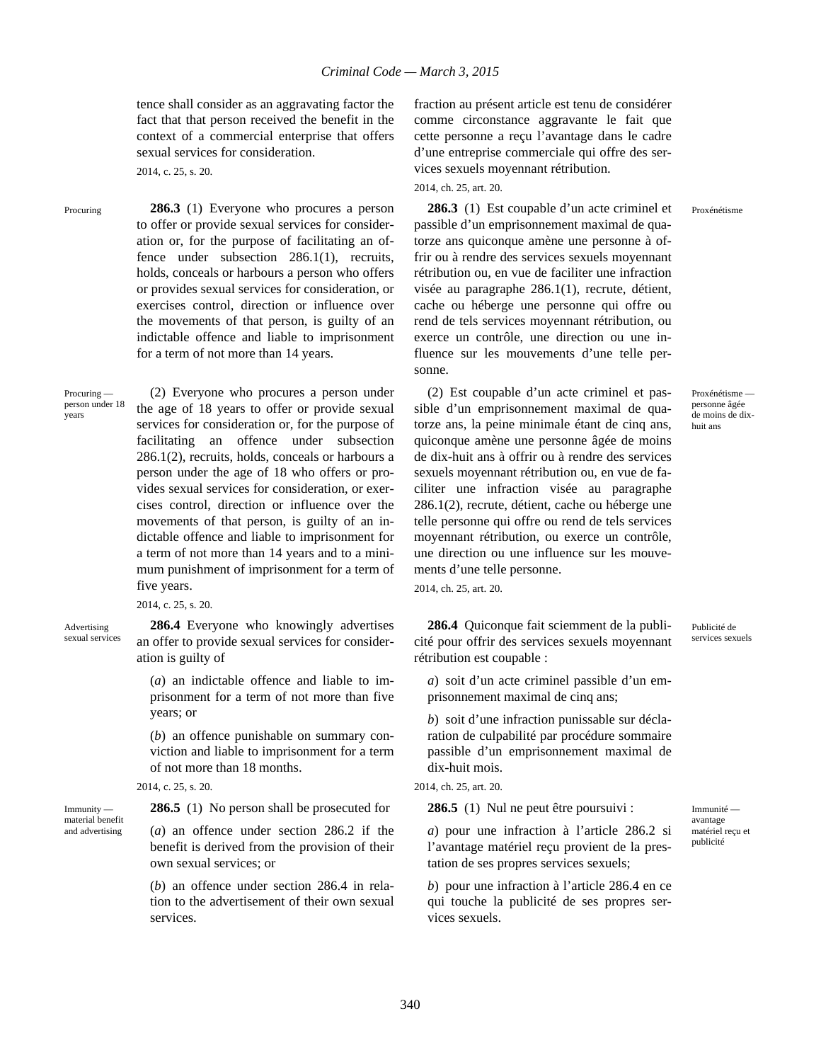tence shall consider as an aggravating factor the fact that that person received the benefit in the context of a commercial enterprise that offers sexual services for consideration.

2014, c. 25, s. 20.

fraction au présent article est tenu de considérer comme circonstance aggravante le fait que cette personne a reçu l'avantage dans le cadre d'une entreprise commerciale qui offre des services sexuels moyennant rétribution.

2014, ch. 25, art. 20.

Procuring

**286.3** (1) Everyone who procures a person to offer or provide sexual services for consideration or, for the purpose of facilitating an offence under subsection 286.1(1), recruits, holds, conceals or harbours a person who offers or provides sexual services for consideration, or exercises control, direction or influence over the movements of that person, is guilty of an indictable offence and liable to imprisonment for a term of not more than 14 years.

Proxénétisme

**286.3** (1) Est coupable d'un acte criminel et passible d'un emprisonnement maximal de quatorze ans quiconque amène une personne à offrir ou à rendre des services sexuels moyennant rétribution ou, en vue de faciliter une infraction visée au paragraphe 286.1(1), recrute, détient, cache ou héberge une personne qui offre ou rend de tels services moyennant rétribution, ou exerce un contrôle, une direction ou une influence sur les mouvements d'une telle personne.

Procuring — person under 18 years

(2) Everyone who procures a person under the age of 18 years to offer or provide sexual services for consideration or, for the purpose of facilitating an offence under subsection 286.1(2), recruits, holds, conceals or harbours a person under the age of 18 who offers or provides sexual services for consideration, or exercises control, direction or influence over the movements of that person, is guilty of an indictable offence and liable to imprisonment for a term of not more than 14 years and to a minimum punishment of imprisonment for a term of five years.

2014, c. 25, s. 20.

Proxénétisme — personne âgée de moins de dix-huit ans

(2) Est coupable d'un acte criminel et passible d'un emprisonnement maximal de quatorze ans, la peine minimale étant de cinq ans, quiconque amène une personne âgée de moins de dix-huit ans à offrir ou à rendre des services sexuels moyennant rétribution ou, en vue de faciliter une infraction visée au paragraphe 286.1(2), recrute, détient, cache ou héberge une telle personne qui offre ou rend de tels services moyennant rétribution, ou exerce un contrôle, une direction ou une influence sur les mouvements d'une telle personne.

2014, ch. 25, art. 20.

Advertising sexual services

**286.4** Everyone who knowingly advertises an offer to provide sexual services for consideration is guilty of

(*a*) an indictable offence and liable to imprisonment for a term of not more than five years; or

(*b*) an offence punishable on summary conviction and liable to imprisonment for a term of not more than 18 months.

2014, c. 25, s. 20.

Publicité de services sexuels

**286.4** Quiconque fait sciemment de la publicité pour offrir des services sexuels moyennant rétribution est coupable :

*a*) soit d'un acte criminel passible d'un emprisonnement maximal de cinq ans;

*b*) soit d'une infraction punissable sur déclaration de culpabilité par procédure sommaire passible d'un emprisonnement maximal de dix-huit mois.

2014, ch. 25, art. 20.

Immunity — material benefit and advertising

**286.5** (1) No person shall be prosecuted for

(*a*) an offence under section 286.2 if the benefit is derived from the provision of their own sexual services; or

(*b*) an offence under section 286.4 in relation to the advertisement of their own sexual services.

Immunité — avantage matériel reçu et publicité

**286.5** (1) Nul ne peut être poursuivi :

*a*) pour une infraction à l'article 286.2 si l'avantage matériel reçu provient de la prestation de ses propres services sexuels;

*b*) pour une infraction à l'article 286.4 en ce qui touche la publicité de ses propres services sexuels.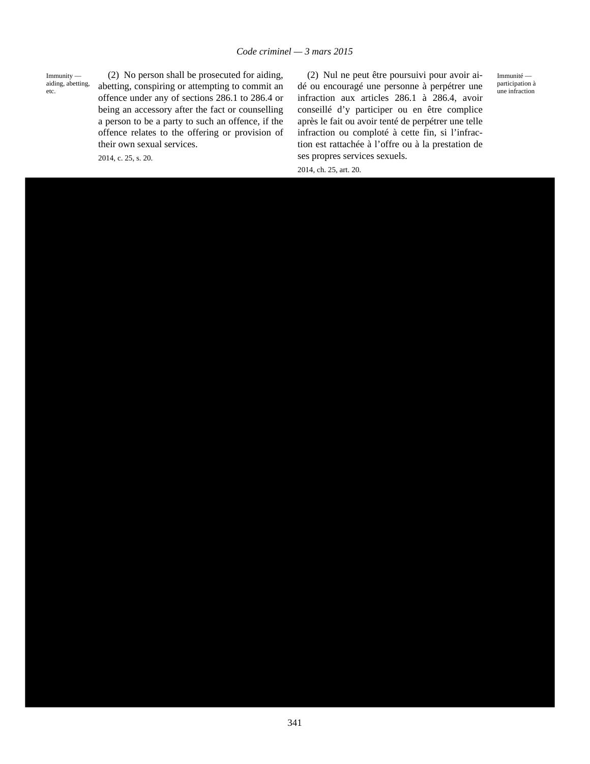Immunity — aiding, abetting, etc.

(2) No person shall be prosecuted for aiding, abetting, conspiring or attempting to commit an offence under any of sections 286.1 to 286.4 or being an accessory after the fact or counselling a person to be a party to such an offence, if the offence relates to the offering or provision of their own sexual services.

2014, c. 25, s. 20.

Immunité — participation à une infraction

(2) Nul ne peut être poursuivi pour avoir aidé ou encouragé une personne à perpétrer une infraction aux articles 286.1 à 286.4, avoir conseillé d'y participer ou en être complice après le fait ou avoir tenté de perpétrer une telle infraction ou comploté à cette fin, si l'infraction est rattachée à l'offre ou à la prestation de ses propres services sexuels.

2014, ch. 25, art. 20.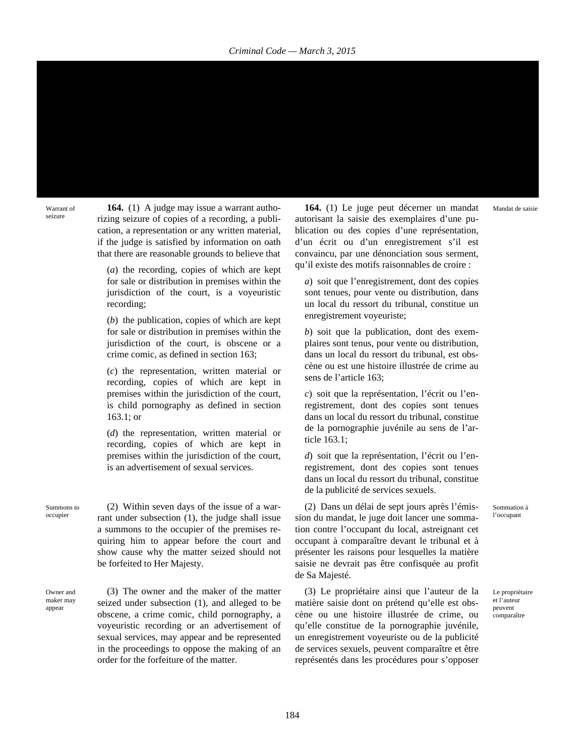Warrant of seizure

**164.** (1) A judge may issue a warrant authorizing seizure of copies of a recording, a publication, a representation or any written material, if the judge is satisfied by information on oath that there are reasonable grounds to believe that

(*a*) the recording, copies of which are kept for sale or distribution in premises within the jurisdiction of the court, is a voyeuristic recording;

(*b*) the publication, copies of which are kept for sale or distribution in premises within the jurisdiction of the court, is obscene or a crime comic, as defined in section 163;

(*c*) the representation, written material or recording, copies of which are kept in premises within the jurisdiction of the court, is child pornography as defined in section 163.1; or

(*d*) the representation, written material or recording, copies of which are kept in premises within the jurisdiction of the court, is an advertisement of sexual services.

Summons to occupier

(2) Within seven days of the issue of a warrant under subsection (1), the judge shall issue a summons to the occupier of the premises requiring him to appear before the court and show cause why the matter seized should not be forfeited to Her Majesty.

Owner and maker may appear

(3) The owner and the maker of the matter seized under subsection (1), and alleged to be obscene, a crime comic, child pornography, a voyeuristic recording or an advertisement of sexual services, may appear and be represented in the proceedings to oppose the making of an order for the forfeiture of the matter.

Mandat de saisie

**164.** (1) Le juge peut décerner un mandat autorisant la saisie des exemplaires d'une publication ou des copies d'une représentation, d'un écrit ou d'un enregistrement s'il est convaincu, par une dénonciation sous serment, qu'il existe des motifs raisonnables de croire :

*a*) soit que l'enregistrement, dont des copies sont tenues, pour vente ou distribution, dans un local du ressort du tribunal, constitue un enregistrement voyeuriste;

*b*) soit que la publication, dont des exemplaires sont tenus, pour vente ou distribution, dans un local du ressort du tribunal, est obscène ou est une histoire illustrée de crime au sens de l'article 163;

*c*) soit que la représentation, l'écrit ou l'enregistrement, dont des copies sont tenues dans un local du ressort du tribunal, constitue de la pornographie juvénile au sens de l'article 163.1;

*d*) soit que la représentation, l'écrit ou l'enregistrement, dont des copies sont tenues dans un local du ressort du tribunal, constitue de la publicité de services sexuels.

Sommation à l'occupant

(2) Dans un délai de sept jours après l'émission du mandat, le juge doit lancer une sommation contre l'occupant du local, astreignant cet occupant à comparaître devant le tribunal et à présenter les raisons pour lesquelles la matière saisie ne devrait pas être confisquée au profit de Sa Majesté.

Le propriétaire et l'auteur peuvent comparaître

(3) Le propriétaire ainsi que l'auteur de la matière saisie dont on prétend qu'elle est obscène ou une histoire illustrée de crime, ou qu'elle constitue de la pornographie juvénile, un enregistrement voyeuriste ou de la publicité de services sexuels, peuvent comparaître et être représentés dans les procédures pour s'opposer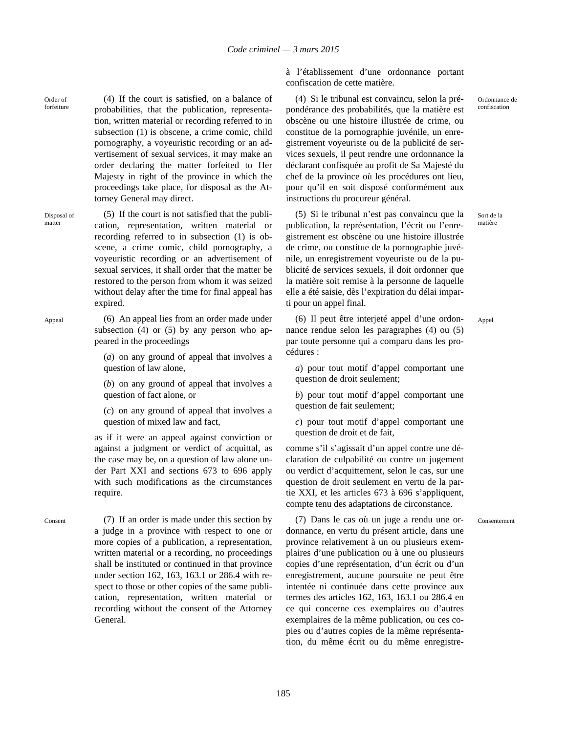à l'établissement d'une ordonnance portant confiscation de cette matière.

Order of forfeiture

(4) If the court is satisfied, on a balance of probabilities, that the publication, representation, written material or recording referred to in subsection (1) is obscene, a crime comic, child pornography, a voyeuristic recording or an advertisement of sexual services, it may make an order declaring the matter forfeited to Her Majesty in right of the province in which the proceedings take place, for disposal as the Attorney General may direct.

Disposal of matter

(5) If the court is not satisfied that the publication, representation, written material or recording referred to in subsection (1) is obscene, a crime comic, child pornography, a voyeuristic recording or an advertisement of sexual services, it shall order that the matter be restored to the person from whom it was seized without delay after the time for final appeal has expired.

Appeal

(6) An appeal lies from an order made under subsection (4) or (5) by any person who appeared in the proceedings

(*a*) on any ground of appeal that involves a question of law alone,

(*b*) on any ground of appeal that involves a question of fact alone, or

(*c*) on any ground of appeal that involves a question of mixed law and fact,

as if it were an appeal against conviction or against a judgment or verdict of acquittal, as the case may be, on a question of law alone under Part XXI and sections 673 to 696 apply with such modifications as the circumstances require.

Consent

(7) If an order is made under this section by a judge in a province with respect to one or more copies of a publication, a representation, written material or a recording, no proceedings shall be instituted or continued in that province under section 162, 163, 163.1 or 286.4 with respect to those or other copies of the same publication, representation, written material or recording without the consent of the Attorney General.

Ordonnance de confiscation

(4) Si le tribunal est convaincu, selon la prépondérance des probabilités, que la matière est obscène ou une histoire illustrée de crime, ou constitue de la pornographie juvénile, un enregistrement voyeuriste ou de la publicité de services sexuels, il peut rendre une ordonnance la déclarant confisquée au profit de Sa Majesté du chef de la province où les procédures ont lieu, pour qu'il en soit disposé conformément aux instructions du procureur général.

Sort de la matière

(5) Si le tribunal n'est pas convaincu que la publication, la représentation, l'écrit ou l'enregistrement est obscène ou une histoire illustrée de crime, ou constitue de la pornographie juvénile, un enregistrement voyeuriste ou de la publicité de services sexuels, il doit ordonner que la matière soit remise à la personne de laquelle elle a été saisie, dès l'expiration du délai imparti pour un appel final.

Appel

(6) Il peut être interjeté appel d'une ordonnance rendue selon les paragraphes (4) ou (5) par toute personne qui a comparu dans les procédures :

*a*) pour tout motif d'appel comportant une question de droit seulement;

*b*) pour tout motif d'appel comportant une question de fait seulement;

*c*) pour tout motif d'appel comportant une question de droit et de fait,

comme s'il s'agissait d'un appel contre une déclaration de culpabilité ou contre un jugement ou verdict d'acquittement, selon le cas, sur une question de droit seulement en vertu de la partie XXI, et les articles 673 à 696 s'appliquent, compte tenu des adaptations de circonstance.

Consentement

(7) Dans le cas où un juge a rendu une ordonnance, en vertu du présent article, dans une province relativement à un ou plusieurs exemplaires d'une publication ou à une ou plusieurs copies d'une représentation, d'un écrit ou d'un enregistrement, aucune poursuite ne peut être intentée ni continuée dans cette province aux termes des articles 162, 163, 163.1 ou 286.4 en ce qui concerne ces exemplaires ou d'autres exemplaires de la même publication, ou ces copies ou d'autres copies de la même représentation, du même écrit ou du même enregistre-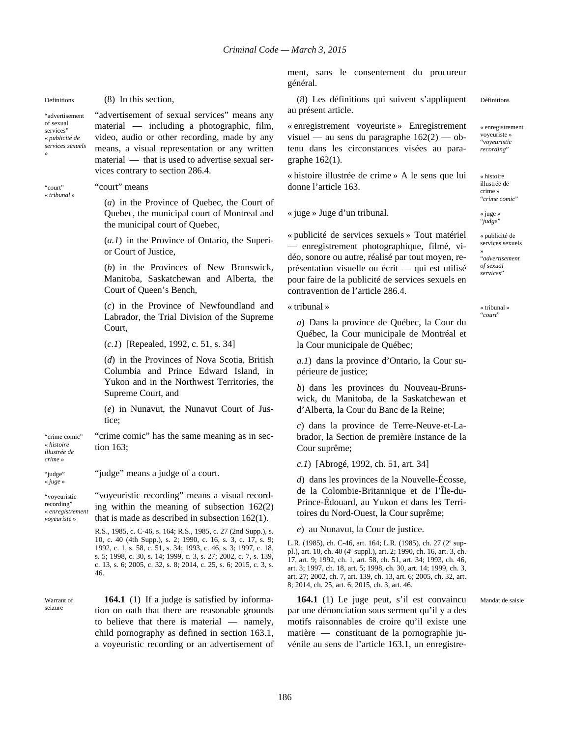ment, sans le consentement du procureur général.

Definitions

(8) In this section,

"advertisement of sexual services" « *publicité de services sexuels* »

"advertisement of sexual services" means any material — including a photographic, film, video, audio or other recording, made by any means, a visual representation or any written material — that is used to advertise sexual services contrary to section 286.4.

"court" « *tribunal* »

"court" means

(*a*) in the Province of Quebec, the Court of Quebec, the municipal court of Montreal and the municipal court of Quebec,

(*a.1*) in the Province of Ontario, the Superior Court of Justice,

(*b*) in the Provinces of New Brunswick, Manitoba, Saskatchewan and Alberta, the Court of Queen's Bench,

(*c*) in the Province of Newfoundland and Labrador, the Trial Division of the Supreme Court,

(*c.1*) [Repealed, 1992, c. 51, s. 34]

(*d*) in the Provinces of Nova Scotia, British Columbia and Prince Edward Island, in Yukon and in the Northwest Territories, the Supreme Court, and

(*e*) in Nunavut, the Nunavut Court of Justice;

"crime comic" « *histoire illustrée de crime* »

"crime comic" has the same meaning as in section 163;

"judge" « *juge* »

"judge" means a judge of a court.

"voyeuristic recording" « *enregistrement voyeuriste* »

"voyeuristic recording" means a visual recording within the meaning of subsection 162(2) that is made as described in subsection 162(1).

R.S., 1985, c. C-46, s. 164; R.S., 1985, c. 27 (2nd Supp.), s. 10, c. 40 (4th Supp.), s. 2; 1990, c. 16, s. 3, c. 17, s. 9; 1992, c. 1, s. 58, c. 51, s. 34; 1993, c. 46, s. 3; 1997, c. 18, s. 5; 1998, c. 30, s. 14; 1999, c. 3, s. 27; 2002, c. 7, s. 139, c. 13, s. 6; 2005, c. 32, s. 8; 2014, c. 25, s. 6; 2015, c. 3, s. 46.

Définitions

(8) Les définitions qui suivent s'appliquent au présent article.

« enregistrement voyeuriste » "*voyeuristic recording*"

« enregistrement voyeuriste » Enregistrement visuel — au sens du paragraphe 162(2) — obtenu dans les circonstances visées au paragraphe 162(1).

« histoire illustrée de crime » "*crime comic*"

« histoire illustrée de crime » A le sens que lui donne l'article 163.

« juge » "*judge*"

« juge » Juge d'un tribunal.

« publicité de services sexuels » "*advertisement of sexual services*"

« publicité de services sexuels » Tout matériel — enregistrement photographique, filmé, vidéo, sonore ou autre, réalisé par tout moyen, représentation visuelle ou écrit — qui est utilisé pour faire de la publicité de services sexuels en contravention de l'article 286.4.

« tribunal » "*court*"

« tribunal »

*a*) Dans la province de Québec, la Cour du Québec, la Cour municipale de Montréal et la Cour municipale de Québec;

*a.1*) dans la province d'Ontario, la Cour supérieure de justice;

*b*) dans les provinces du Nouveau-Brunswick, du Manitoba, de la Saskatchewan et d'Alberta, la Cour du Banc de la Reine;

*c*) dans la province de Terre-Neuve-et-Labrador, la Section de première instance de la Cour suprême;

*c.1*) [Abrogé, 1992, ch. 51, art. 34]

*d*) dans les provinces de la Nouvelle-Écosse, de la Colombie-Britannique et de l'Île-du-Prince-Édouard, au Yukon et dans les Territoires du Nord-Ouest, la Cour suprême;

*e*) au Nunavut, la Cour de justice.

L.R. (1985), ch. C-46, art. 164; L.R. (1985), ch. 27 (2e suppl.), art. 10, ch. 40 (4e suppl.), art. 2; 1990, ch. 16, art. 3, ch. 17, art. 9; 1992, ch. 1, art. 58, ch. 51, art. 34; 1993, ch. 46, art. 3; 1997, ch. 18, art. 5; 1998, ch. 30, art. 14; 1999, ch. 3, art. 27; 2002, ch. 7, art. 139, ch. 13, art. 6; 2005, ch. 32, art. 8; 2014, ch. 25, art. 6; 2015, ch. 3, art. 46.

Warrant of seizure

**164.1** (1) If a judge is satisfied by information on oath that there are reasonable grounds to believe that there is material — namely, child pornography as defined in section 163.1, a voyeuristic recording or an advertisement of

Mandat de saisie

**164.1** (1) Le juge peut, s'il est convaincu par une dénonciation sous serment qu'il y a des motifs raisonnables de croire qu'il existe une matière — constituant de la pornographie juvénile au sens de l'article 163.1, un enregistre-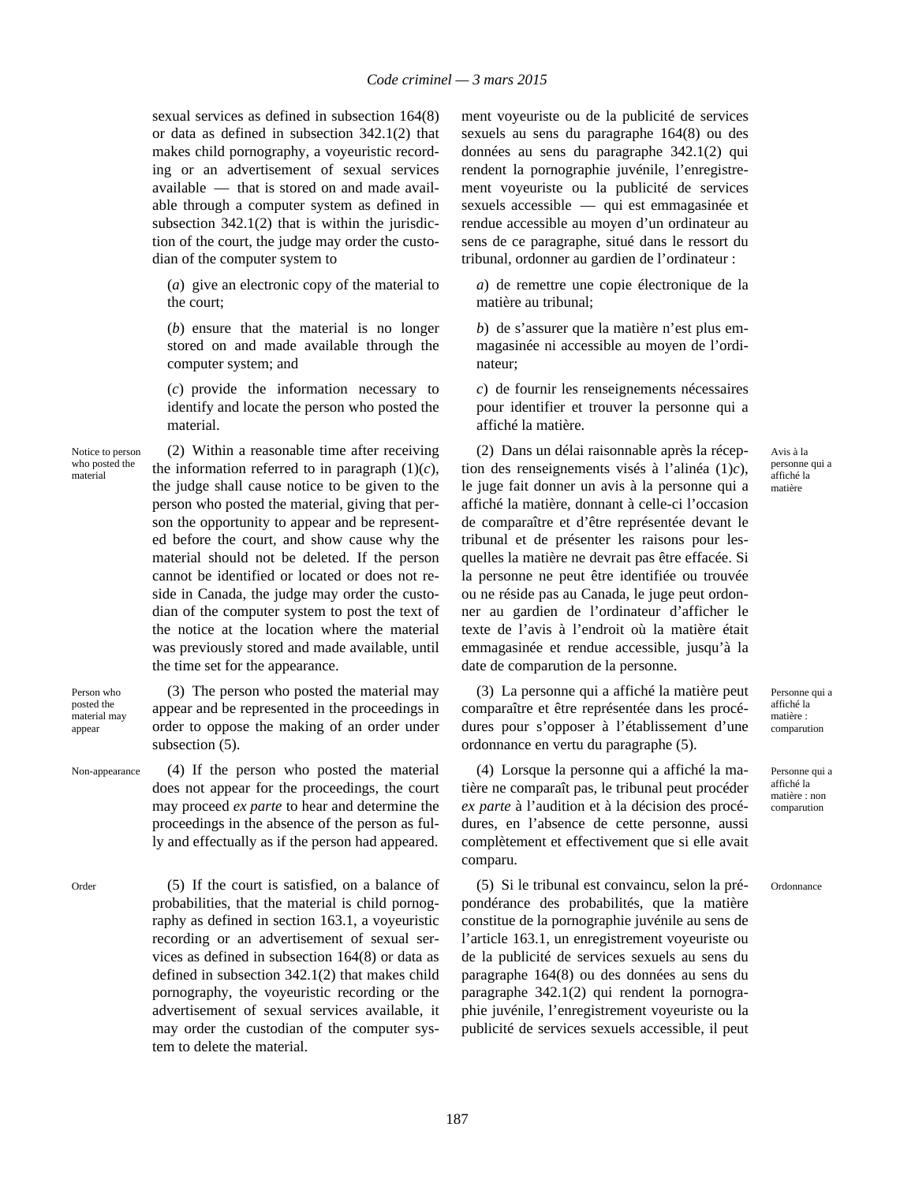sexual services as defined in subsection 164(8) or data as defined in subsection 342.1(2) that makes child pornography, a voyeuristic recording or an advertisement of sexual services available — that is stored on and made available through a computer system as defined in subsection 342.1(2) that is within the jurisdiction of the court, the judge may order the custodian of the computer system to

(*a*) give an electronic copy of the material to the court;

(*b*) ensure that the material is no longer stored on and made available through the computer system; and

(*c*) provide the information necessary to identify and locate the person who posted the material.

Notice to person who posted the material

(2) Within a reasonable time after receiving the information referred to in paragraph (1)(*c*), the judge shall cause notice to be given to the person who posted the material, giving that person the opportunity to appear and be represented before the court, and show cause why the material should not be deleted. If the person cannot be identified or located or does not reside in Canada, the judge may order the custodian of the computer system to post the text of the notice at the location where the material was previously stored and made available, until the time set for the appearance.

Person who posted the material may appear

(3) The person who posted the material may appear and be represented in the proceedings in order to oppose the making of an order under subsection (5).

Non-appearance

(4) If the person who posted the material does not appear for the proceedings, the court may proceed *ex parte* to hear and determine the proceedings in the absence of the person as fully and effectually as if the person had appeared.

Order

(5) If the court is satisfied, on a balance of probabilities, that the material is child pornography as defined in section 163.1, a voyeuristic recording or an advertisement of sexual services as defined in subsection 164(8) or data as defined in subsection 342.1(2) that makes child pornography, the voyeuristic recording or the advertisement of sexual services available, it may order the custodian of the computer system to delete the material.

ment voyeuriste ou de la publicité de services sexuels au sens du paragraphe 164(8) ou des données au sens du paragraphe 342.1(2) qui rendent la pornographie juvénile, l'enregistrement voyeuriste ou la publicité de services sexuels accessible — qui est emmagasinée et rendue accessible au moyen d'un ordinateur au sens de ce paragraphe, situé dans le ressort du tribunal, ordonner au gardien de l'ordinateur :

*a*) de remettre une copie électronique de la matière au tribunal;

*b*) de s'assurer que la matière n'est plus emmagasinée ni accessible au moyen de l'ordinateur;

*c*) de fournir les renseignements nécessaires pour identifier et trouver la personne qui a affiché la matière.

Avis à la personne qui a affiché la matière

(2) Dans un délai raisonnable après la réception des renseignements visés à l'alinéa (1)*c*), le juge fait donner un avis à la personne qui a affiché la matière, donnant à celle-ci l'occasion de comparaître et d'être représentée devant le tribunal et de présenter les raisons pour lesquelles la matière ne devrait pas être effacée. Si la personne ne peut être identifiée ou trouvée ou ne réside pas au Canada, le juge peut ordonner au gardien de l'ordinateur d'afficher le texte de l'avis à l'endroit où la matière était emmagasinée et rendue accessible, jusqu'à la date de comparution de la personne.

Personne qui a affiché la matière : comparution

(3) La personne qui a affiché la matière peut comparaître et être représentée dans les procédures pour s'opposer à l'établissement d'une ordonnance en vertu du paragraphe (5).

Personne qui a affiché la matière : non comparution

(4) Lorsque la personne qui a affiché la matière ne comparaît pas, le tribunal peut procéder *ex parte* à l'audition et à la décision des procédures, en l'absence de cette personne, aussi complètement et effectivement que si elle avait comparu.

Ordonnance

(5) Si le tribunal est convaincu, selon la prépondérance des probabilités, que la matière constitue de la pornographie juvénile au sens de l'article 163.1, un enregistrement voyeuriste ou de la publicité de services sexuels au sens du paragraphe 164(8) ou des données au sens du paragraphe 342.1(2) qui rendent la pornographie juvénile, l'enregistrement voyeuriste ou la publicité de services sexuels accessible, il peut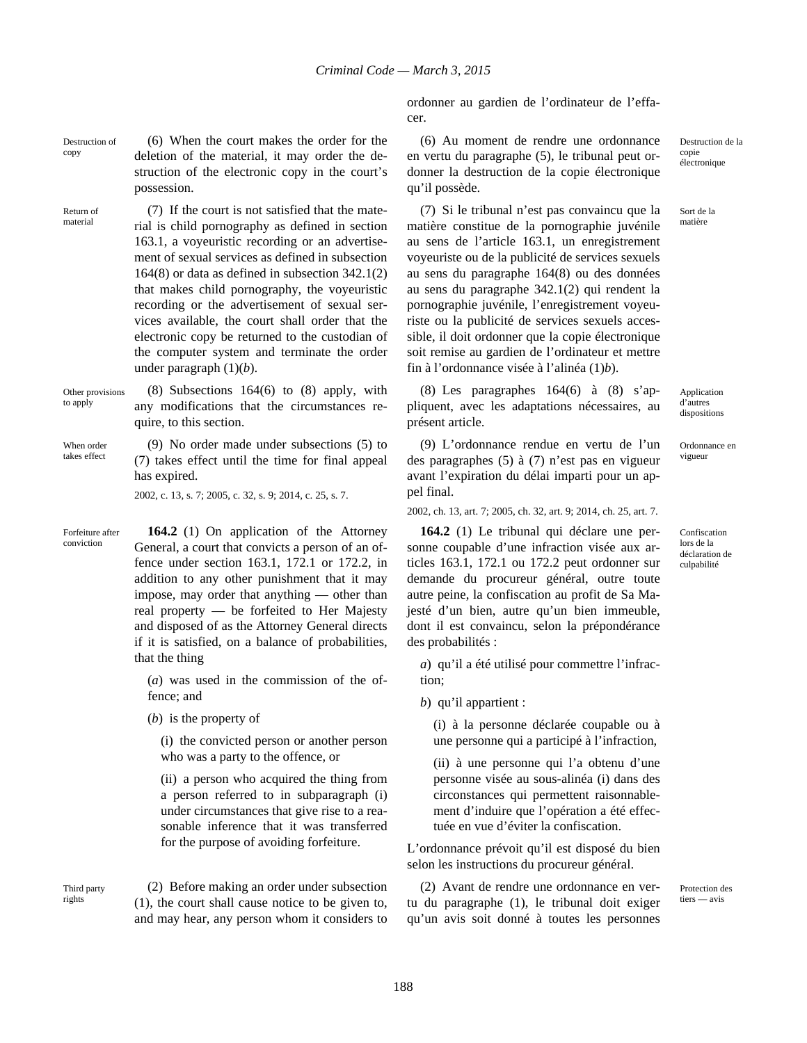ordonner au gardien de l'ordinateur de l'effacer.

Destruction of copy

(6) When the court makes the order for the deletion of the material, it may order the destruction of the electronic copy in the court's possession.

Return of material

(7) If the court is not satisfied that the material is child pornography as defined in section 163.1, a voyeuristic recording or an advertisement of sexual services as defined in subsection 164(8) or data as defined in subsection 342.1(2) that makes child pornography, the voyeuristic recording or the advertisement of sexual services available, the court shall order that the electronic copy be returned to the custodian of the computer system and terminate the order under paragraph (1)(*b*).

Other provisions to apply

(8) Subsections 164(6) to (8) apply, with any modifications that the circumstances require, to this section.

When order takes effect

(9) No order made under subsections (5) to (7) takes effect until the time for final appeal has expired.

2002, c. 13, s. 7; 2005, c. 32, s. 9; 2014, c. 25, s. 7.

Forfeiture after conviction

**164.2** (1) On application of the Attorney General, a court that convicts a person of an offence under section 163.1, 172.1 or 172.2, in addition to any other punishment that it may impose, may order that anything — other than real property — be forfeited to Her Majesty and disposed of as the Attorney General directs if it is satisfied, on a balance of probabilities, that the thing

(*a*) was used in the commission of the offence; and

(*b*) is the property of

(i) the convicted person or another person who was a party to the offence, or

(ii) a person who acquired the thing from a person referred to in subparagraph (i) under circumstances that give rise to a reasonable inference that it was transferred for the purpose of avoiding forfeiture.

Third party rights

(2) Before making an order under subsection (1), the court shall cause notice to be given to, and may hear, any person whom it considers to

Destruction de la copie électronique

(6) Au moment de rendre une ordonnance en vertu du paragraphe (5), le tribunal peut ordonner la destruction de la copie électronique qu'il possède.

Sort de la matière

(7) Si le tribunal n'est pas convaincu que la matière constitue de la pornographie juvénile au sens de l'article 163.1, un enregistrement voyeuriste ou de la publicité de services sexuels au sens du paragraphe 164(8) ou des données au sens du paragraphe 342.1(2) qui rendent la pornographie juvénile, l'enregistrement voyeuriste ou la publicité de services sexuels accessible, il doit ordonner que la copie électronique soit remise au gardien de l'ordinateur et mettre fin à l'ordonnance visée à l'alinéa (1)*b*).

Application d'autres dispositions

(8) Les paragraphes 164(6) à (8) s'appliquent, avec les adaptations nécessaires, au présent article.

Ordonnance en vigueur

(9) L'ordonnance rendue en vertu de l'un des paragraphes (5) à (7) n'est pas en vigueur avant l'expiration du délai imparti pour un appel final.

2002, ch. 13, art. 7; 2005, ch. 32, art. 9; 2014, ch. 25, art. 7.

Confiscation lors de la déclaration de culpabilité

**164.2** (1) Le tribunal qui déclare une personne coupable d'une infraction visée aux articles 163.1, 172.1 ou 172.2 peut ordonner sur demande du procureur général, outre toute autre peine, la confiscation au profit de Sa Majesté d'un bien, autre qu'un bien immeuble, dont il est convaincu, selon la prépondérance des probabilités :

*a*) qu'il a été utilisé pour commettre l'infraction;

*b*) qu'il appartient :

(i) à la personne déclarée coupable ou à une personne qui a participé à l'infraction,

(ii) à une personne qui l'a obtenu d'une personne visée au sous-alinéa (i) dans des circonstances qui permettent raisonnablement d'induire que l'opération a été effectuée en vue d'éviter la confiscation.

L'ordonnance prévoit qu'il est disposé du bien selon les instructions du procureur général.

Protection des tiers — avis

(2) Avant de rendre une ordonnance en vertu du paragraphe (1), le tribunal doit exiger qu'un avis soit donné à toutes les personnes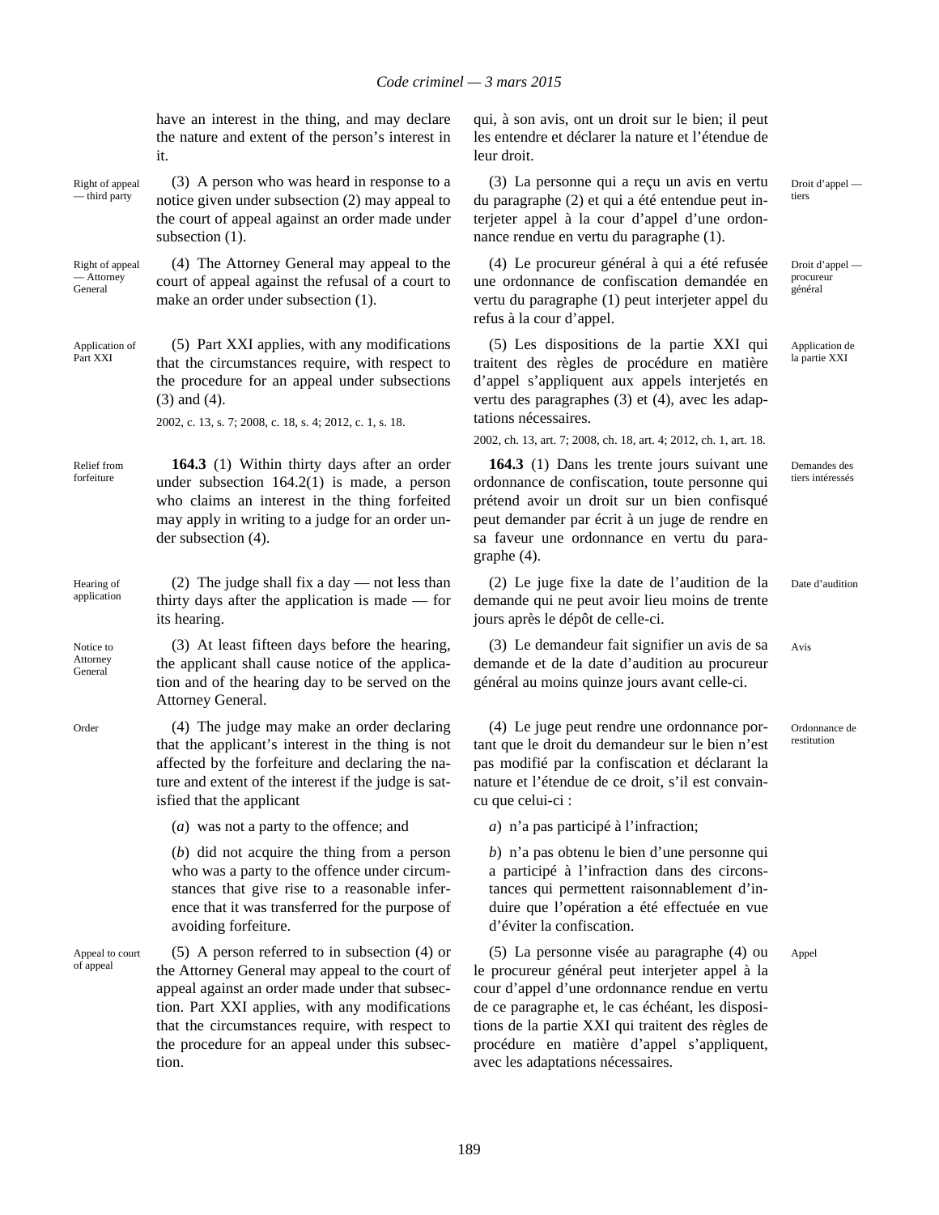have an interest in the thing, and may declare the nature and extent of the person's interest in it.

Right of appeal — third party

(3) A person who was heard in response to a notice given under subsection (2) may appeal to the court of appeal against an order made under subsection (1).

Right of appeal — Attorney General

(4) The Attorney General may appeal to the court of appeal against the refusal of a court to make an order under subsection (1).

Application of Part XXI

(5) Part XXI applies, with any modifications that the circumstances require, with respect to the procedure for an appeal under subsections (3) and (4).

2002, c. 13, s. 7; 2008, c. 18, s. 4; 2012, c. 1, s. 18.

Relief from forfeiture

**164.3** (1) Within thirty days after an order under subsection 164.2(1) is made, a person who claims an interest in the thing forfeited may apply in writing to a judge for an order under subsection (4).

Hearing of application

(2) The judge shall fix a day — not less than thirty days after the application is made — for its hearing.

Notice to Attorney General

(3) At least fifteen days before the hearing, the applicant shall cause notice of the application and of the hearing day to be served on the Attorney General.

Order

(4) The judge may make an order declaring that the applicant's interest in the thing is not affected by the forfeiture and declaring the nature and extent of the interest if the judge is satisfied that the applicant

(*a*) was not a party to the offence; and

(*b*) did not acquire the thing from a person who was a party to the offence under circumstances that give rise to a reasonable inference that it was transferred for the purpose of avoiding forfeiture.

Appeal to court of appeal

(5) A person referred to in subsection (4) or the Attorney General may appeal to the court of appeal against an order made under that subsection. Part XXI applies, with any modifications that the circumstances require, with respect to the procedure for an appeal under this subsection.

qui, à son avis, ont un droit sur le bien; il peut les entendre et déclarer la nature et l'étendue de leur droit.

Droit d'appel — tiers

(3) La personne qui a reçu un avis en vertu du paragraphe (2) et qui a été entendue peut interjeter appel à la cour d'appel d'une ordonnance rendue en vertu du paragraphe (1).

Droit d'appel — procureur général

(4) Le procureur général à qui a été refusée une ordonnance de confiscation demandée en vertu du paragraphe (1) peut interjeter appel du refus à la cour d'appel.

Application de la partie XXI

(5) Les dispositions de la partie XXI qui traitent des règles de procédure en matière d'appel s'appliquent aux appels interjetés en vertu des paragraphes (3) et (4), avec les adaptations nécessaires.

2002, ch. 13, art. 7; 2008, ch. 18, art. 4; 2012, ch. 1, art. 18.

Demandes des tiers intéressés

**164.3** (1) Dans les trente jours suivant une ordonnance de confiscation, toute personne qui prétend avoir un droit sur un bien confisqué peut demander par écrit à un juge de rendre en sa faveur une ordonnance en vertu du paragraphe (4).

Date d'audition

(2) Le juge fixe la date de l'audition de la demande qui ne peut avoir lieu moins de trente jours après le dépôt de celle-ci.

Avis

(3) Le demandeur fait signifier un avis de sa demande et de la date d'audition au procureur général au moins quinze jours avant celle-ci.

Ordonnance de restitution

(4) Le juge peut rendre une ordonnance portant que le droit du demandeur sur le bien n'est pas modifié par la confiscation et déclarant la nature et l'étendue de ce droit, s'il est convaincu que celui-ci :

*a*) n'a pas participé à l'infraction;

*b*) n'a pas obtenu le bien d'une personne qui a participé à l'infraction dans des circonstances qui permettent raisonnablement d'induire que l'opération a été effectuée en vue d'éviter la confiscation.

Appel

(5) La personne visée au paragraphe (4) ou le procureur général peut interjeter appel à la cour d'appel d'une ordonnance rendue en vertu de ce paragraphe et, le cas échéant, les dispositions de la partie XXI qui traitent des règles de procédure en matière d'appel s'appliquent, avec les adaptations nécessaires.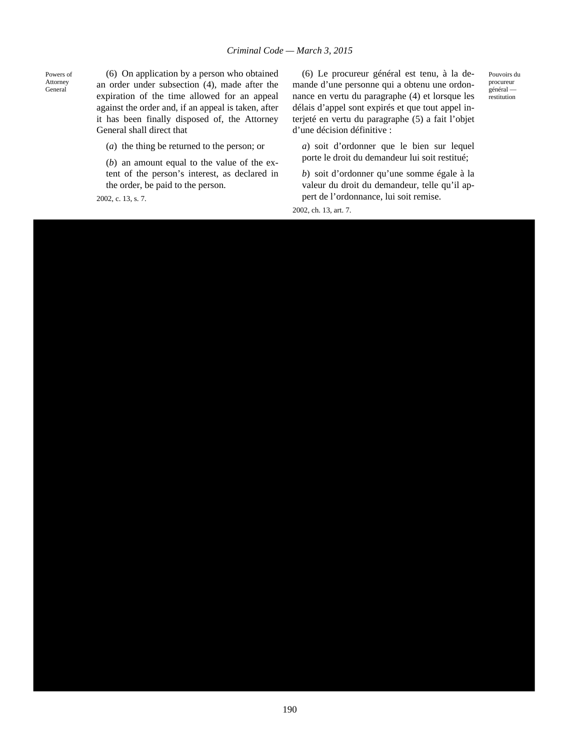Powers of Attorney General

(6) On application by a person who obtained an order under subsection (4), made after the expiration of the time allowed for an appeal against the order and, if an appeal is taken, after it has been finally disposed of, the Attorney General shall direct that

(*a*) the thing be returned to the person; or

(*b*) an amount equal to the value of the extent of the person's interest, as declared in the order, be paid to the person.

2002, c. 13, s. 7.

Pouvoirs du procureur général — restitution

(6) Le procureur général est tenu, à la demande d'une personne qui a obtenu une ordonnance en vertu du paragraphe (4) et lorsque les délais d'appel sont expirés et que tout appel interjeté en vertu du paragraphe (5) a fait l'objet d'une décision définitive :

*a*) soit d'ordonner que le bien sur lequel porte le droit du demandeur lui soit restitué;

*b*) soit d'ordonner qu'une somme égale à la valeur du droit du demandeur, telle qu'il appert de l'ordonnance, lui soit remise.

2002, ch. 13, art. 7.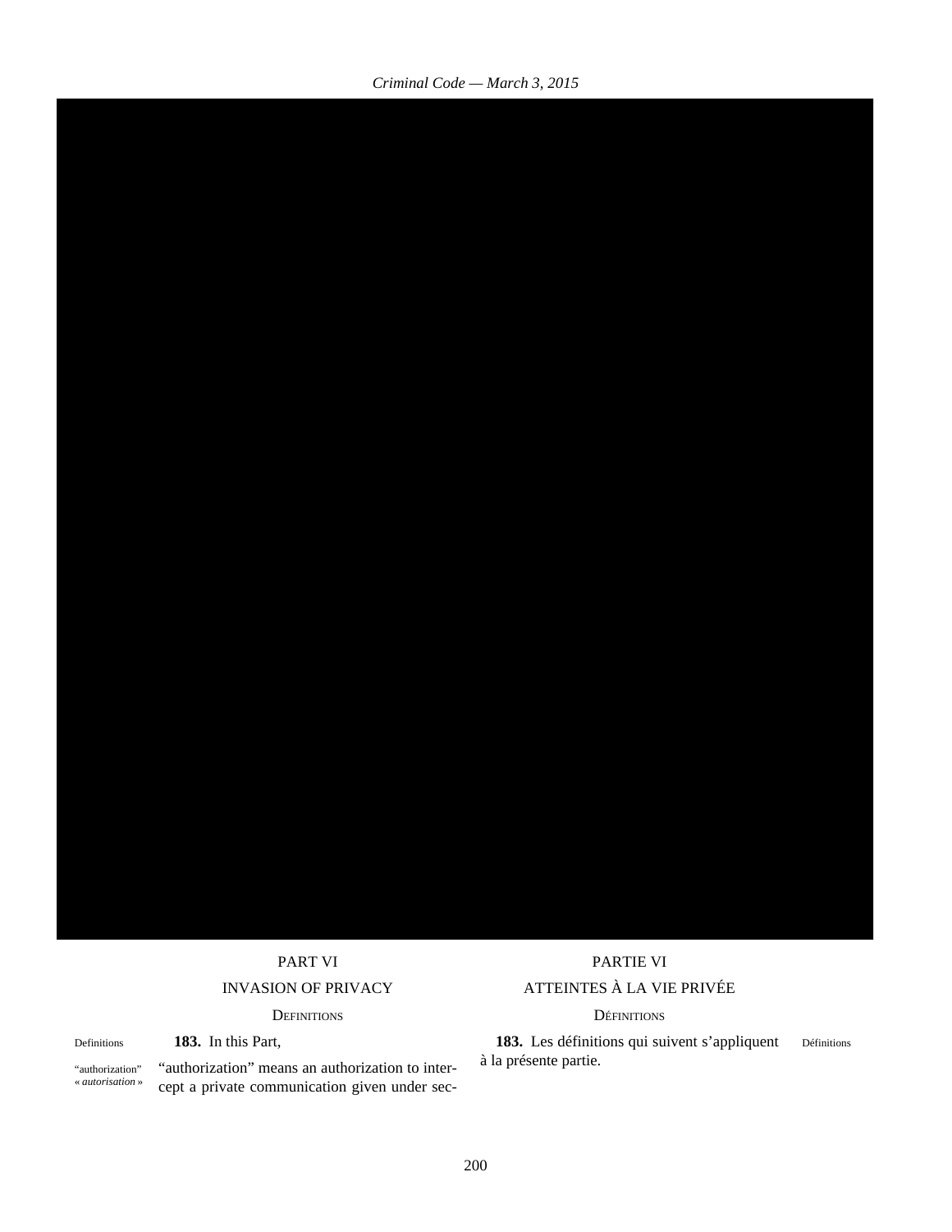## PART VI

## INVASION OF PRIVACY

### DEFINITIONS

Definitions

**183.** In this Part,

"authorization" « *autorisation* »

"authorization" means an authorization to intercept a private communication given under sec-

## PARTIE VI

## ATTEINTES À LA VIE PRIVÉE

### DÉFINITIONS

**183.** Les définitions qui suivent s'appliquent à la présente partie.

Définitions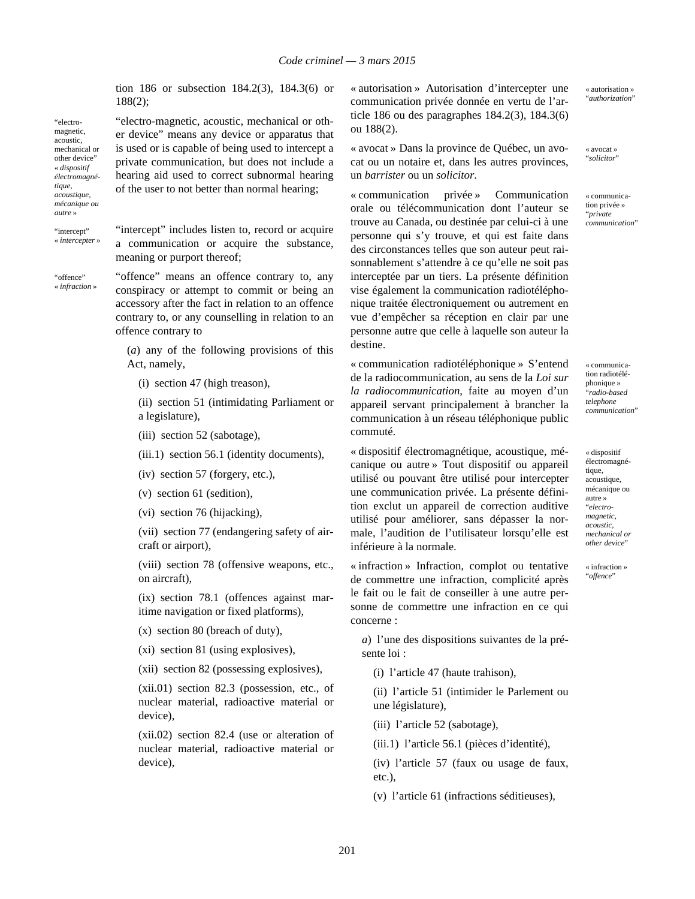tion 186 or subsection 184.2(3), 184.3(6) or 188(2);

“electro-magnetic, acoustic, mechanical or other device” means any device or apparatus that is used or is capable of being used to intercept a private communication, but does not include a hearing aid used to correct subnormal hearing of the user to not better than normal hearing;

“intercept” includes listen to, record or acquire a communication or acquire the substance, meaning or purport thereof;

“offence” means an offence contrary to, any conspiracy or attempt to commit or being an accessory after the fact in relation to an offence contrary to, or any counselling in relation to an offence contrary to

(*a*) any of the following provisions of this Act, namely,

(i) section 47 (high treason),

(ii) section 51 (intimidating Parliament or a legislature),

(iii) section 52 (sabotage),

(iii.1) section 56.1 (identity documents),

(iv) section 57 (forgery, etc.),

(v) section 61 (sedition),

(vi) section 76 (hijacking),

(vii) section 77 (endangering safety of aircraft or airport),

(viii) section 78 (offensive weapons, etc., on aircraft),

(ix) section 78.1 (offences against maritime navigation or fixed platforms),

(x) section 80 (breach of duty),

(xi) section 81 (using explosives),

(xii) section 82 (possessing explosives),

(xii.01) section 82.3 (possession, etc., of nuclear material, radioactive material or device),

(xii.02) section 82.4 (use or alteration of nuclear material, radioactive material or device),

« autorisation » Autorisation d’intercepter une communication privée donnée en vertu de l’article 186 ou des paragraphes 184.2(3), 184.3(6) ou 188(2).

« avocat » Dans la province de Québec, un avocat ou un notaire et, dans les autres provinces, un *barrister* ou un *solicitor*.

« communication privée » Communication orale ou télécommunication dont l’auteur se trouve au Canada, ou destinée par celui-ci à une personne qui s’y trouve, et qui est faite dans des circonstances telles que son auteur peut raisonnablement s’attendre à ce qu’elle ne soit pas interceptée par un tiers. La présente définition vise également la communication radiotéléphonique traitée électroniquement ou autrement en vue d’empêcher sa réception en clair par une personne autre que celle à laquelle son auteur la destine.

« communication radiotéléphonique » S’entend de la radiocommunication, au sens de la *Loi sur la radiocommunication*, faite au moyen d’un appareil servant principalement à brancher la communication à un réseau téléphonique public commuté.

« dispositif électromagnétique, acoustique, mécanique ou autre » Tout dispositif ou appareil utilisé ou pouvant être utilisé pour intercepter une communication privée. La présente définition exclut un appareil de correction auditive utilisé pour améliorer, sans dépasser la normale, l’audition de l’utilisateur lorsqu’elle est inférieure à la normale.

« infraction » Infraction, complot ou tentative de commettre une infraction, complicité après le fait ou le fait de conseiller à une autre personne de commettre une infraction en ce qui concerne :

*a*) l’une des dispositions suivantes de la présente loi :

(i) l’article 47 (haute trahison),

(ii) l’article 51 (intimider le Parlement ou une législature),

(iii) l’article 52 (sabotage),

(iii.1) l’article 56.1 (pièces d’identité),

(iv) l’article 57 (faux ou usage de faux, etc.),

(v) l’article 61 (infractions séditieuses),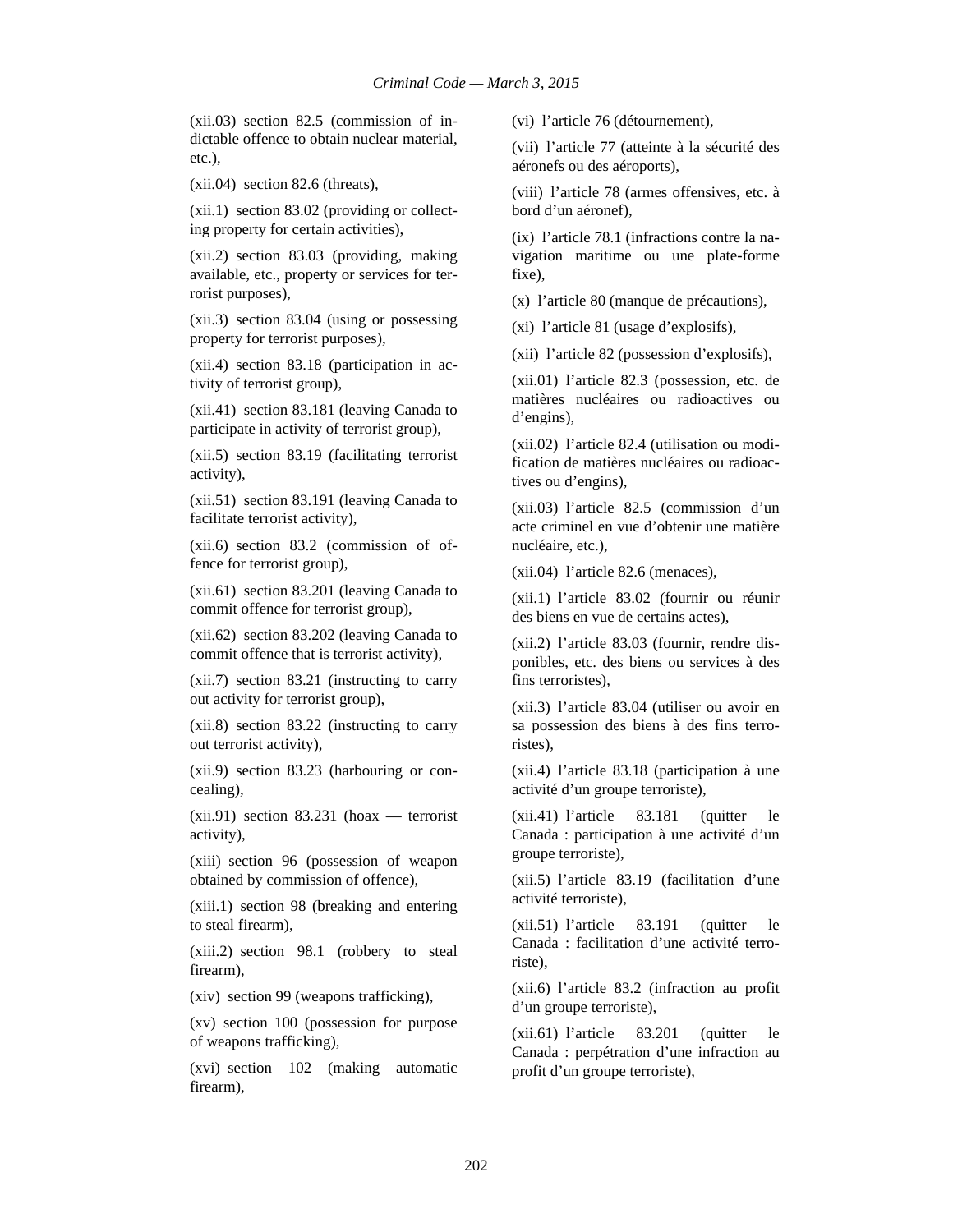(xii.03) section 82.5 (commission of indictable offence to obtain nuclear material, etc.),

(xii.04) section 82.6 (threats),

(xii.1) section 83.02 (providing or collecting property for certain activities),

(xii.2) section 83.03 (providing, making available, etc., property or services for terrorist purposes),

(xii.3) section 83.04 (using or possessing property for terrorist purposes),

(xii.4) section 83.18 (participation in activity of terrorist group),

(xii.41) section 83.181 (leaving Canada to participate in activity of terrorist group),

(xii.5) section 83.19 (facilitating terrorist activity),

(xii.51) section 83.191 (leaving Canada to facilitate terrorist activity),

(xii.6) section 83.2 (commission of offence for terrorist group),

(xii.61) section 83.201 (leaving Canada to commit offence for terrorist group),

(xii.62) section 83.202 (leaving Canada to commit offence that is terrorist activity),

(xii.7) section 83.21 (instructing to carry out activity for terrorist group),

(xii.8) section 83.22 (instructing to carry out terrorist activity),

(xii.9) section 83.23 (harbouring or concealing),

(xii.91) section 83.231 (hoax — terrorist activity),

(xiii) section 96 (possession of weapon obtained by commission of offence),

(xiii.1) section 98 (breaking and entering to steal firearm),

(xiii.2) section 98.1 (robbery to steal firearm),

(xiv) section 99 (weapons trafficking),

(xv) section 100 (possession for purpose of weapons trafficking),

(xvi) section 102 (making automatic firearm),

(vi) l’article 76 (détournement),

(vii) l’article 77 (atteinte à la sécurité des aéronefs ou des aéroports),

(viii) l’article 78 (armes offensives, etc. à bord d’un aéronef),

(ix) l’article 78.1 (infractions contre la navigation maritime ou une plate-forme fixe),

(x) l’article 80 (manque de précautions),

(xi) l’article 81 (usage d’explosifs),

(xii) l’article 82 (possession d’explosifs),

(xii.01) l’article 82.3 (possession, etc. de matières nucléaires ou radioactives ou d’engins),

(xii.02) l’article 82.4 (utilisation ou modification de matières nucléaires ou radioactives ou d’engins),

(xii.03) l’article 82.5 (commission d’un acte criminel en vue d’obtenir une matière nucléaire, etc.),

(xii.04) l’article 82.6 (menaces),

(xii.1) l’article 83.02 (fournir ou réunir des biens en vue de certains actes),

(xii.2) l’article 83.03 (fournir, rendre disponibles, etc. des biens ou services à des fins terroristes),

(xii.3) l’article 83.04 (utiliser ou avoir en sa possession des biens à des fins terroristes),

(xii.4) l’article 83.18 (participation à une activité d’un groupe terroriste),

(xii.41) l’article 83.181 (quitter le Canada : participation à une activité d’un groupe terroriste),

(xii.5) l’article 83.19 (facilitation d’une activité terroriste),

(xii.51) l’article 83.191 (quitter le Canada : facilitation d’une activité terroriste),

(xii.6) l’article 83.2 (infraction au profit d’un groupe terroriste),

(xii.61) l’article 83.201 (quitter le Canada : perpétration d’une infraction au profit d’un groupe terroriste),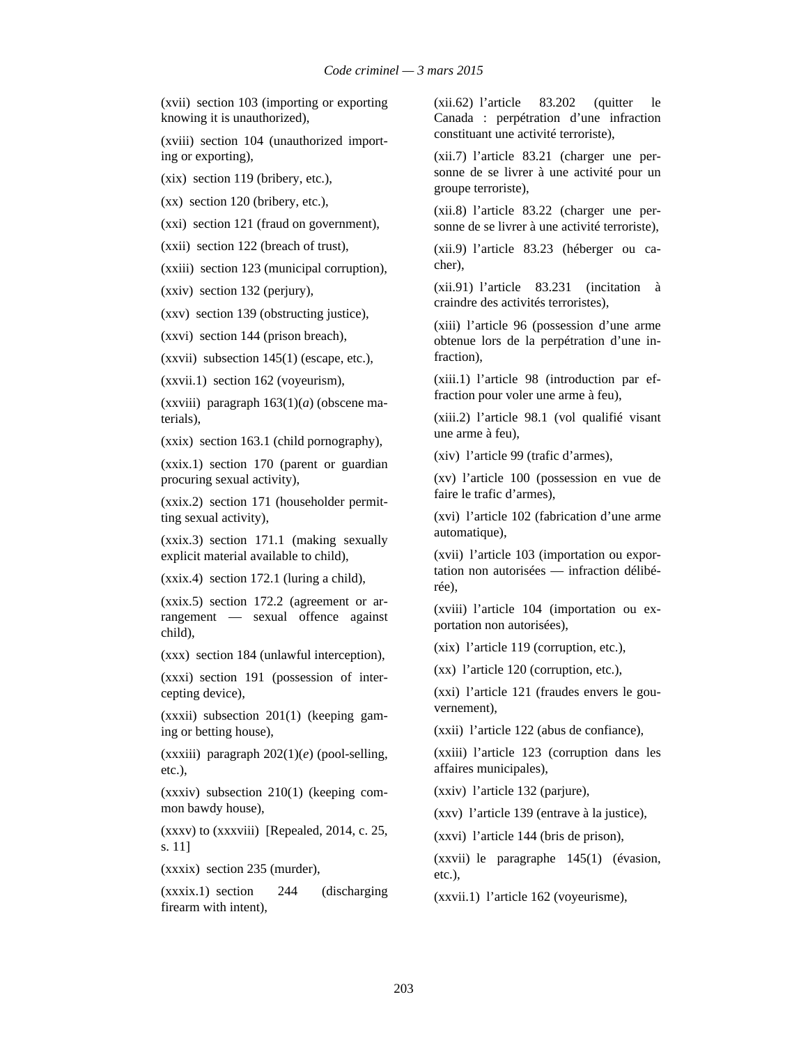(xvii) section 103 (importing or exporting knowing it is unauthorized),

(xviii) section 104 (unauthorized importing or exporting),

(xix) section 119 (bribery, etc.),

(xx) section 120 (bribery, etc.),

(xxi) section 121 (fraud on government),

(xxii) section 122 (breach of trust),

(xxiii) section 123 (municipal corruption),

(xxiv) section 132 (perjury),

(xxv) section 139 (obstructing justice),

(xxvi) section 144 (prison breach),

(xxvii) subsection 145(1) (escape, etc.),

(xxvii.1) section 162 (voyeurism),

(xxviii) paragraph 163(1)(*a*) (obscene materials),

(xxix) section 163.1 (child pornography),

(xxix.1) section 170 (parent or guardian procuring sexual activity),

(xxix.2) section 171 (householder permitting sexual activity),

(xxix.3) section 171.1 (making sexually explicit material available to child),

(xxix.4) section 172.1 (luring a child),

(xxix.5) section 172.2 (agreement or arrangement — sexual offence against child),

(xxx) section 184 (unlawful interception),

(xxxi) section 191 (possession of intercepting device),

(xxxii) subsection 201(1) (keeping gaming or betting house),

(xxxiii) paragraph 202(1)(*e*) (pool-selling, etc.),

(xxxiv) subsection 210(1) (keeping common bawdy house),

(xxxv) to (xxxviii) [Repealed, 2014, c. 25, s. 11]

(xxxix) section 235 (murder),

(xxxix.1) section 244 (discharging firearm with intent),

(xii.62) l'article 83.202 (quitter le Canada : perpétration d'une infraction constituant une activité terroriste),

(xii.7) l'article 83.21 (charger une personne de se livrer à une activité pour un groupe terroriste),

(xii.8) l'article 83.22 (charger une personne de se livrer à une activité terroriste),

(xii.9) l'article 83.23 (héberger ou cacher),

(xii.91) l'article 83.231 (incitation à craindre des activités terroristes),

(xiii) l'article 96 (possession d'une arme obtenue lors de la perpétration d'une infraction),

(xiii.1) l'article 98 (introduction par effraction pour voler une arme à feu),

(xiii.2) l'article 98.1 (vol qualifié visant une arme à feu),

(xiv) l'article 99 (trafic d'armes),

(xv) l'article 100 (possession en vue de faire le trafic d'armes),

(xvi) l'article 102 (fabrication d'une arme automatique),

(xvii) l'article 103 (importation ou exportation non autorisées — infraction délibérée),

(xviii) l'article 104 (importation ou exportation non autorisées),

(xix) l'article 119 (corruption, etc.),

(xx) l'article 120 (corruption, etc.),

(xxi) l'article 121 (fraudes envers le gouvernement),

(xxii) l'article 122 (abus de confiance),

(xxiii) l'article 123 (corruption dans les affaires municipales),

(xxiv) l'article 132 (parjure),

(xxv) l'article 139 (entrave à la justice),

(xxvi) l'article 144 (bris de prison),

(xxvii) le paragraphe 145(1) (évasion, etc.),

(xxvii.1) l'article 162 (voyeurisme),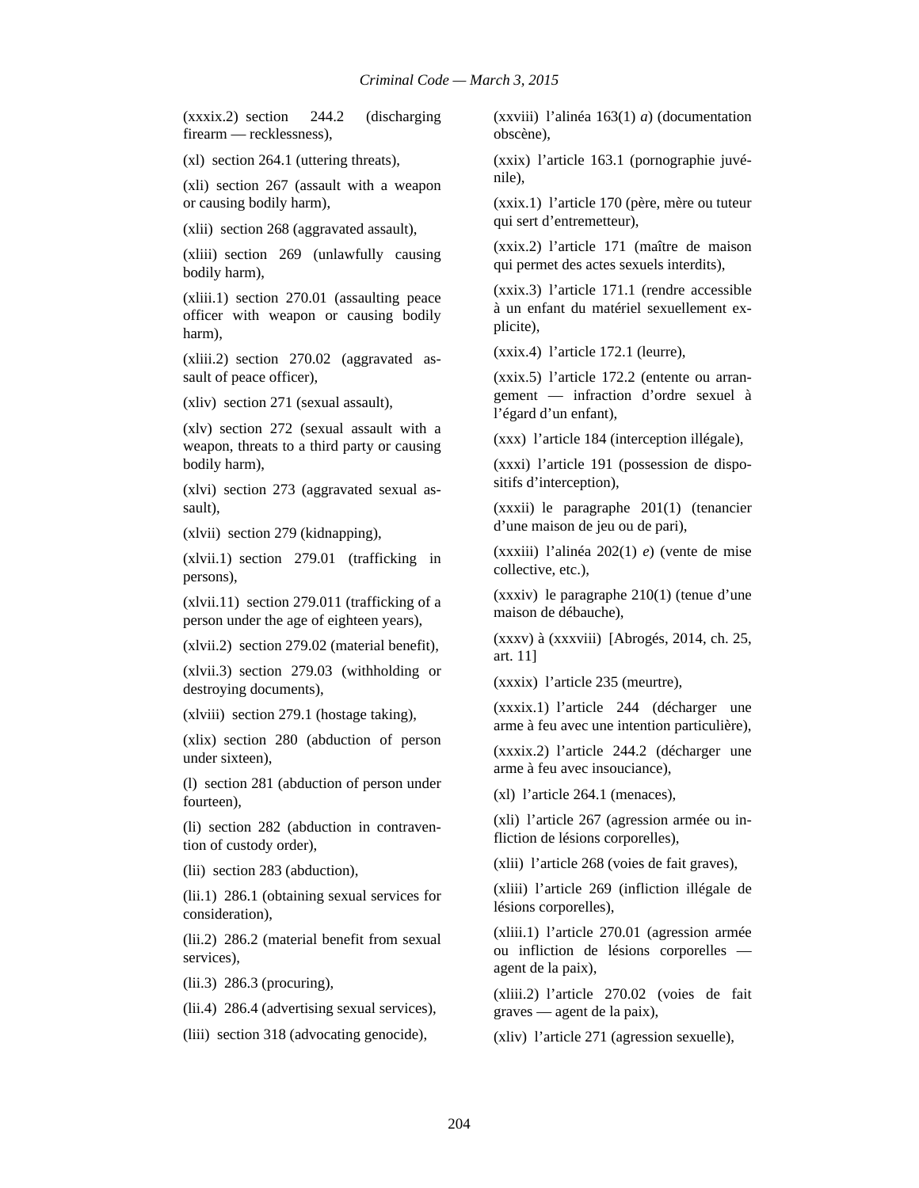(xxxix.2) section 244.2 (discharging firearm — recklessness),

(xl) section 264.1 (uttering threats),

(xli) section 267 (assault with a weapon or causing bodily harm),

(xlii) section 268 (aggravated assault),

(xliii) section 269 (unlawfully causing bodily harm),

(xliii.1) section 270.01 (assaulting peace officer with weapon or causing bodily harm),

(xliii.2) section 270.02 (aggravated assault of peace officer),

(xliv) section 271 (sexual assault),

(xlv) section 272 (sexual assault with a weapon, threats to a third party or causing bodily harm),

(xlvi) section 273 (aggravated sexual assault),

(xlvii) section 279 (kidnapping),

(xlvii.1) section 279.01 (trafficking in persons),

(xlvii.11) section 279.011 (trafficking of a person under the age of eighteen years),

(xlvii.2) section 279.02 (material benefit),

(xlvii.3) section 279.03 (withholding or destroying documents),

(xlviii) section 279.1 (hostage taking),

(xlix) section 280 (abduction of person under sixteen),

(l) section 281 (abduction of person under fourteen),

(li) section 282 (abduction in contravention of custody order),

(lii) section 283 (abduction),

(lii.1) 286.1 (obtaining sexual services for consideration),

(lii.2) 286.2 (material benefit from sexual services),

(lii.3) 286.3 (procuring),

(lii.4) 286.4 (advertising sexual services),

(liii) section 318 (advocating genocide),

(xxviii) l’alinéa 163(1) *a*) (documentation obscène),

(xxix) l’article 163.1 (pornographie juvénile),

(xxix.1) l’article 170 (père, mère ou tuteur qui sert d’entremetteur),

(xxix.2) l’article 171 (maître de maison qui permet des actes sexuels interdits),

(xxix.3) l’article 171.1 (rendre accessible à un enfant du matériel sexuellement explicite),

(xxix.4) l’article 172.1 (leurre),

(xxix.5) l’article 172.2 (entente ou arrangement — infraction d’ordre sexuel à l’égard d’un enfant),

(xxx) l’article 184 (interception illégale),

(xxxi) l’article 191 (possession de dispositifs d’interception),

(xxxii) le paragraphe 201(1) (tenancier d’une maison de jeu ou de pari),

(xxxiii) l’alinéa 202(1) *e*) (vente de mise collective, etc.),

(xxxiv) le paragraphe 210(1) (tenue d’une maison de débauche),

(xxxv) à (xxxviii) [Abrogés, 2014, ch. 25, art. 11]

(xxxix) l’article 235 (meurtre),

(xxxix.1) l’article 244 (décharger une arme à feu avec une intention particulière),

(xxxix.2) l’article 244.2 (décharger une arme à feu avec insouciance),

(xl) l’article 264.1 (menaces),

(xli) l’article 267 (agression armée ou infliction de lésions corporelles),

(xlii) l’article 268 (voies de fait graves),

(xliii) l’article 269 (infliction illégale de lésions corporelles),

(xliii.1) l’article 270.01 (agression armée ou infliction de lésions corporelles — agent de la paix),

(xliii.2) l’article 270.02 (voies de fait graves — agent de la paix),

(xliv) l’article 271 (agression sexuelle),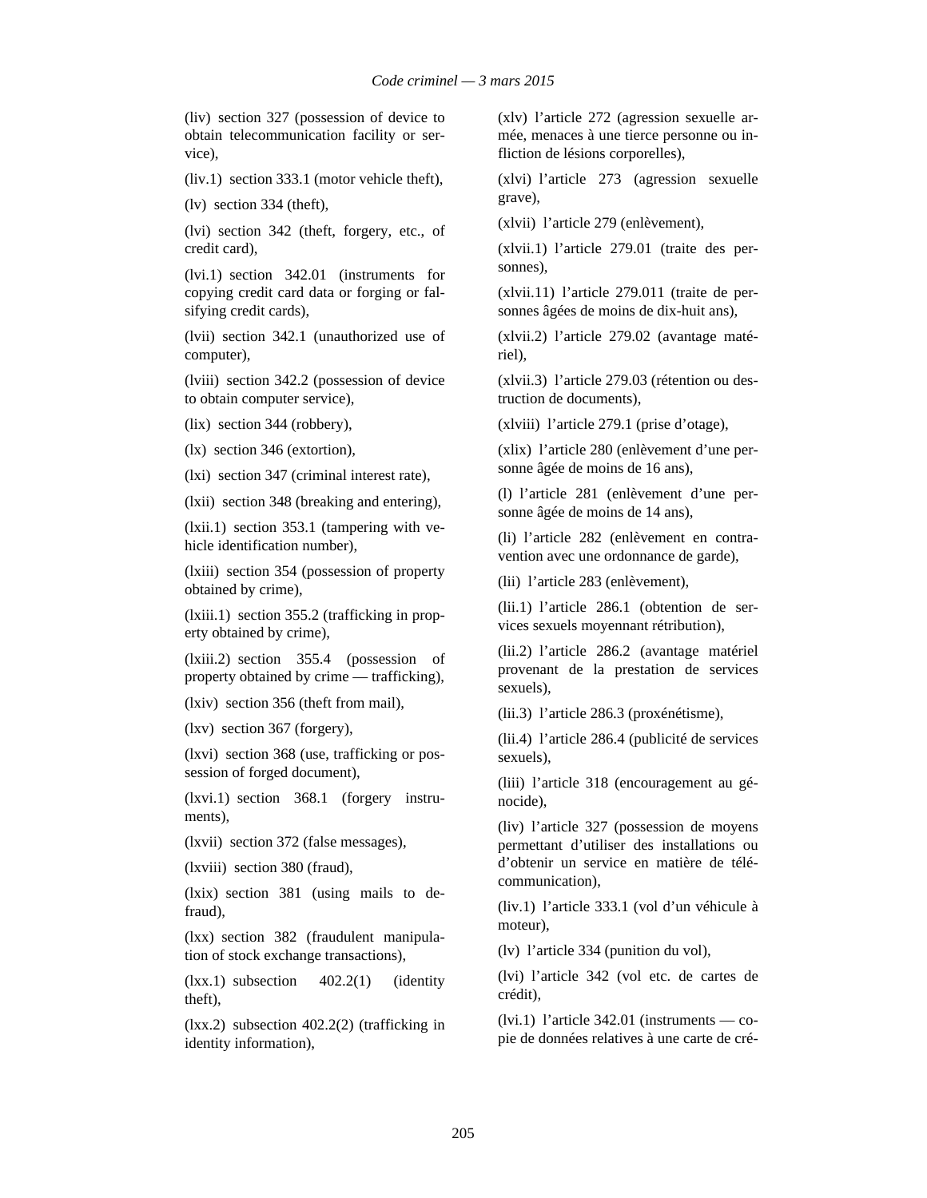(liv) section 327 (possession of device to obtain telecommunication facility or service),

(liv.1) section 333.1 (motor vehicle theft),

(lv) section 334 (theft),

(lvi) section 342 (theft, forgery, etc., of credit card),

(lvi.1) section 342.01 (instruments for copying credit card data or forging or falsifying credit cards),

(lvii) section 342.1 (unauthorized use of computer),

(lviii) section 342.2 (possession of device to obtain computer service),

(lix) section 344 (robbery),

(lx) section 346 (extortion),

(lxi) section 347 (criminal interest rate),

(lxii) section 348 (breaking and entering),

(lxii.1) section 353.1 (tampering with vehicle identification number),

(lxiii) section 354 (possession of property obtained by crime),

(lxiii.1) section 355.2 (trafficking in property obtained by crime),

(lxiii.2) section 355.4 (possession of property obtained by crime — trafficking),

(lxiv) section 356 (theft from mail),

(lxv) section 367 (forgery),

(lxvi) section 368 (use, trafficking or possession of forged document),

(lxvi.1) section 368.1 (forgery instruments),

(lxvii) section 372 (false messages),

(lxviii) section 380 (fraud),

(lxix) section 381 (using mails to defraud),

(lxx) section 382 (fraudulent manipulation of stock exchange transactions),

(lxx.1) subsection 402.2(1) (identity theft),

(lxx.2) subsection 402.2(2) (trafficking in identity information),

(xlv) l'article 272 (agression sexuelle armée, menaces à une tierce personne ou infliction de lésions corporelles),

(xlvi) l'article 273 (agression sexuelle grave),

(xlvii) l'article 279 (enlèvement),

(xlvii.1) l'article 279.01 (traite des personnes),

(xlvii.11) l'article 279.011 (traite de personnes âgées de moins de dix-huit ans),

(xlvii.2) l'article 279.02 (avantage matériel),

(xlvii.3) l'article 279.03 (rétention ou destruction de documents),

(xlviii) l'article 279.1 (prise d'otage),

(xlix) l'article 280 (enlèvement d'une personne âgée de moins de 16 ans),

(l) l'article 281 (enlèvement d'une personne âgée de moins de 14 ans),

(li) l'article 282 (enlèvement en contravention avec une ordonnance de garde),

(lii) l'article 283 (enlèvement),

(lii.1) l'article 286.1 (obtention de services sexuels moyennant rétribution),

(lii.2) l'article 286.2 (avantage matériel provenant de la prestation de services sexuels),

(lii.3) l'article 286.3 (proxénétisme),

(lii.4) l'article 286.4 (publicité de services sexuels),

(liii) l'article 318 (encouragement au génocide),

(liv) l'article 327 (possession de moyens permettant d'utiliser des installations ou d'obtenir un service en matière de télécommunication),

(liv.1) l'article 333.1 (vol d'un véhicule à moteur),

(lv) l'article 334 (punition du vol),

(lvi) l'article 342 (vol etc. de cartes de crédit),

(lvi.1) l'article 342.01 (instruments — copie de données relatives à une carte de cré-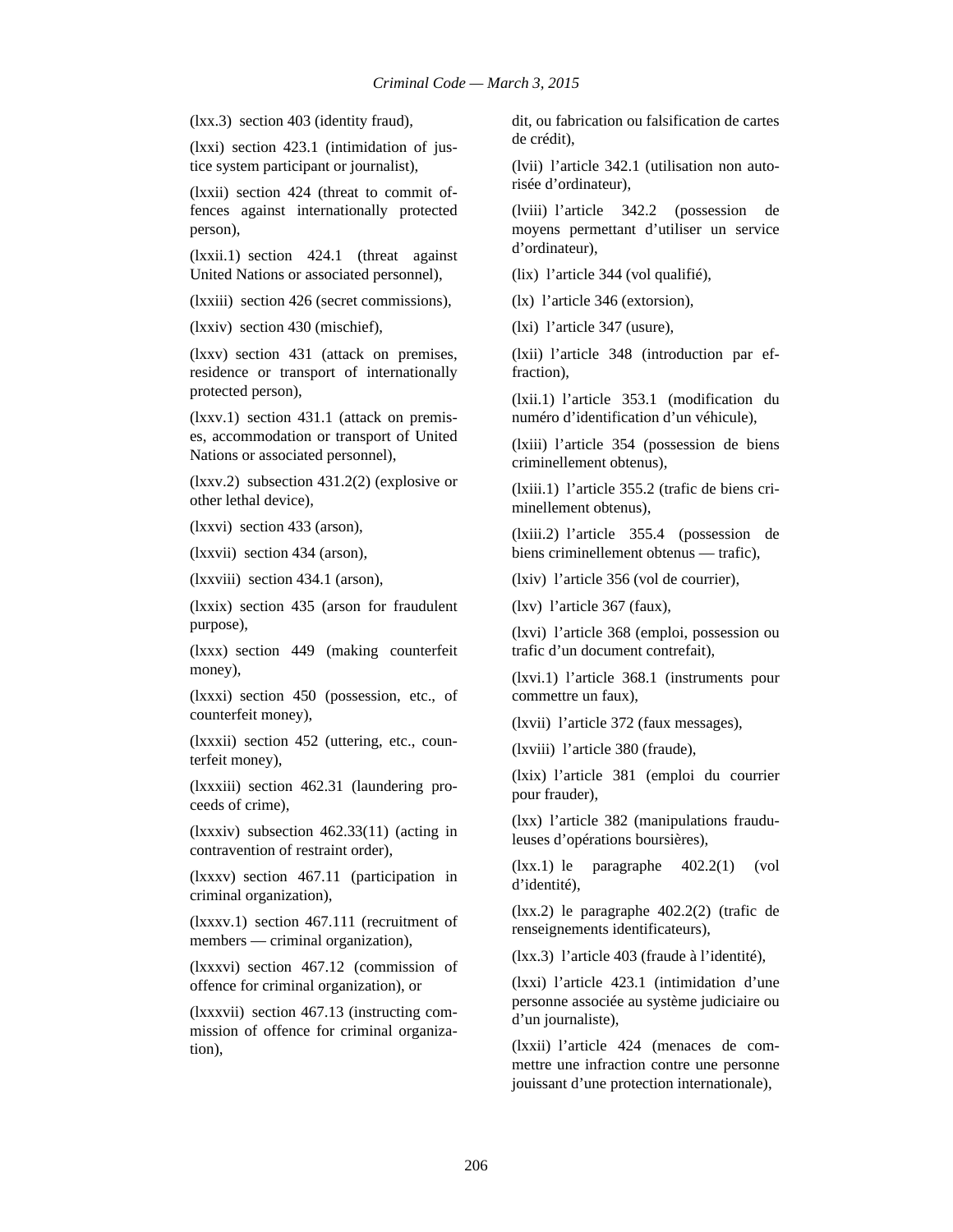(lxx.3) section 403 (identity fraud),

(lxxi) section 423.1 (intimidation of justice system participant or journalist),

(lxxii) section 424 (threat to commit offences against internationally protected person),

(lxxii.1) section 424.1 (threat against United Nations or associated personnel),

(lxxiii) section 426 (secret commissions),

(lxxiv) section 430 (mischief),

(lxxv) section 431 (attack on premises, residence or transport of internationally protected person),

(lxxv.1) section 431.1 (attack on premises, accommodation or transport of United Nations or associated personnel),

(lxxv.2) subsection 431.2(2) (explosive or other lethal device),

(lxxvi) section 433 (arson),

(lxxvii) section 434 (arson),

(lxxviii) section 434.1 (arson),

(lxxix) section 435 (arson for fraudulent purpose),

(lxxx) section 449 (making counterfeit money),

(lxxxi) section 450 (possession, etc., of counterfeit money),

(lxxxii) section 452 (uttering, etc., counterfeit money),

(lxxxiii) section 462.31 (laundering proceeds of crime),

(lxxxiv) subsection 462.33(11) (acting in contravention of restraint order),

(lxxxv) section 467.11 (participation in criminal organization),

(lxxxv.1) section 467.111 (recruitment of members — criminal organization),

(lxxxvi) section 467.12 (commission of offence for criminal organization), or

(lxxxvii) section 467.13 (instructing commission of offence for criminal organization),

dit, ou fabrication ou falsification de cartes de crédit),

(lvii) l'article 342.1 (utilisation non autorisée d'ordinateur),

(lviii) l'article 342.2 (possession de moyens permettant d'utiliser un service d'ordinateur),

(lix) l'article 344 (vol qualifié),

(lx) l'article 346 (extorsion),

(lxi) l'article 347 (usure),

(lxii) l'article 348 (introduction par effraction),

(lxii.1) l'article 353.1 (modification du numéro d'identification d'un véhicule),

(lxiii) l'article 354 (possession de biens criminellement obtenus),

(lxiii.1) l'article 355.2 (trafic de biens criminellement obtenus),

(lxiii.2) l'article 355.4 (possession de biens criminellement obtenus — trafic),

(lxiv) l'article 356 (vol de courrier),

(lxv) l'article 367 (faux),

(lxvi) l'article 368 (emploi, possession ou trafic d'un document contrefait),

(lxvi.1) l'article 368.1 (instruments pour commettre un faux),

(lxvii) l'article 372 (faux messages),

(lxviii) l'article 380 (fraude),

(lxix) l'article 381 (emploi du courrier pour frauder),

(lxx) l'article 382 (manipulations frauduleuses d'opérations boursières),

(lxx.1) le paragraphe 402.2(1) (vol d'identité),

(lxx.2) le paragraphe 402.2(2) (trafic de renseignements identificateurs),

(lxx.3) l'article 403 (fraude à l'identité),

(lxxi) l'article 423.1 (intimidation d'une personne associée au système judiciaire ou d'un journaliste),

(lxxii) l'article 424 (menaces de commettre une infraction contre une personne jouissant d'une protection internationale),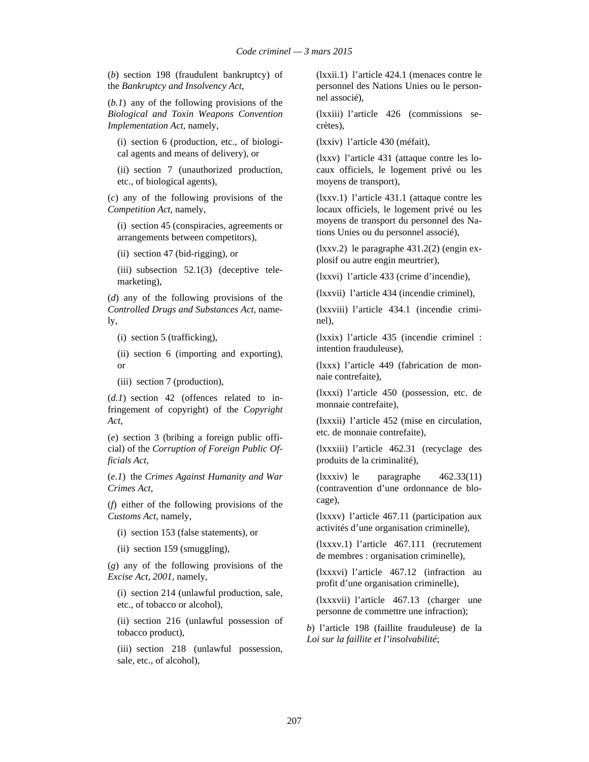(*b*) section 198 (fraudulent bankruptcy) of the *Bankruptcy and Insolvency Act*,

(*b.1*) any of the following provisions of the *Biological and Toxin Weapons Convention Implementation Act*, namely,

(i) section 6 (production, etc., of biological agents and means of delivery), or

(ii) section 7 (unauthorized production, etc., of biological agents),

(*c*) any of the following provisions of the *Competition Act*, namely,

(i) section 45 (conspiracies, agreements or arrangements between competitors),

(ii) section 47 (bid-rigging), or

(iii) subsection 52.1(3) (deceptive telemarketing),

(*d*) any of the following provisions of the *Controlled Drugs and Substances Act*, namely,

(i) section 5 (trafficking),

(ii) section 6 (importing and exporting), or

(iii) section 7 (production),

(*d.1*) section 42 (offences related to infringement of copyright) of the *Copyright Act*,

(*e*) section 3 (bribing a foreign public official) of the *Corruption of Foreign Public Officials Act*,

(*e.1*) the *Crimes Against Humanity and War Crimes Act*,

(*f*) either of the following provisions of the *Customs Act*, namely,

(i) section 153 (false statements), or

(ii) section 159 (smuggling),

(*g*) any of the following provisions of the *Excise Act, 2001*, namely,

(i) section 214 (unlawful production, sale, etc., of tobacco or alcohol),

(ii) section 216 (unlawful possession of tobacco product),

(iii) section 218 (unlawful possession, sale, etc., of alcohol),

(lxxii.1) l’article 424.1 (menaces contre le personnel des Nations Unies ou le personnel associé),

(lxxiii) l’article 426 (commissions secrètes),

(lxxiv) l’article 430 (méfait),

(lxxv) l’article 431 (attaque contre les locaux officiels, le logement privé ou les moyens de transport),

(lxxv.1) l’article 431.1 (attaque contre les locaux officiels, le logement privé ou les moyens de transport du personnel des Nations Unies ou du personnel associé),

(lxxv.2) le paragraphe 431.2(2) (engin explosif ou autre engin meurtrier),

(lxxvi) l’article 433 (crime d’incendie),

(lxxvii) l’article 434 (incendie criminel),

(lxxviii) l’article 434.1 (incendie criminel),

(lxxix) l’article 435 (incendie criminel : intention frauduleuse),

(lxxx) l’article 449 (fabrication de monnaie contrefaite),

(lxxxi) l’article 450 (possession, etc. de monnaie contrefaite),

(lxxxii) l’article 452 (mise en circulation, etc. de monnaie contrefaite),

(lxxxiii) l’article 462.31 (recyclage des produits de la criminalité),

(lxxxiv) le paragraphe 462.33(11) (contravention d’une ordonnance de blocage),

(lxxxv) l’article 467.11 (participation aux activités d’une organisation criminelle),

(lxxxv.1) l’article 467.111 (recrutement de membres : organisation criminelle),

(lxxxvi) l’article 467.12 (infraction au profit d’une organisation criminelle),

(lxxxvii) l’article 467.13 (charger une personne de commettre une infraction);

*b*) l’article 198 (faillite frauduleuse) de la *Loi sur la faillite et l’insolvabilité*;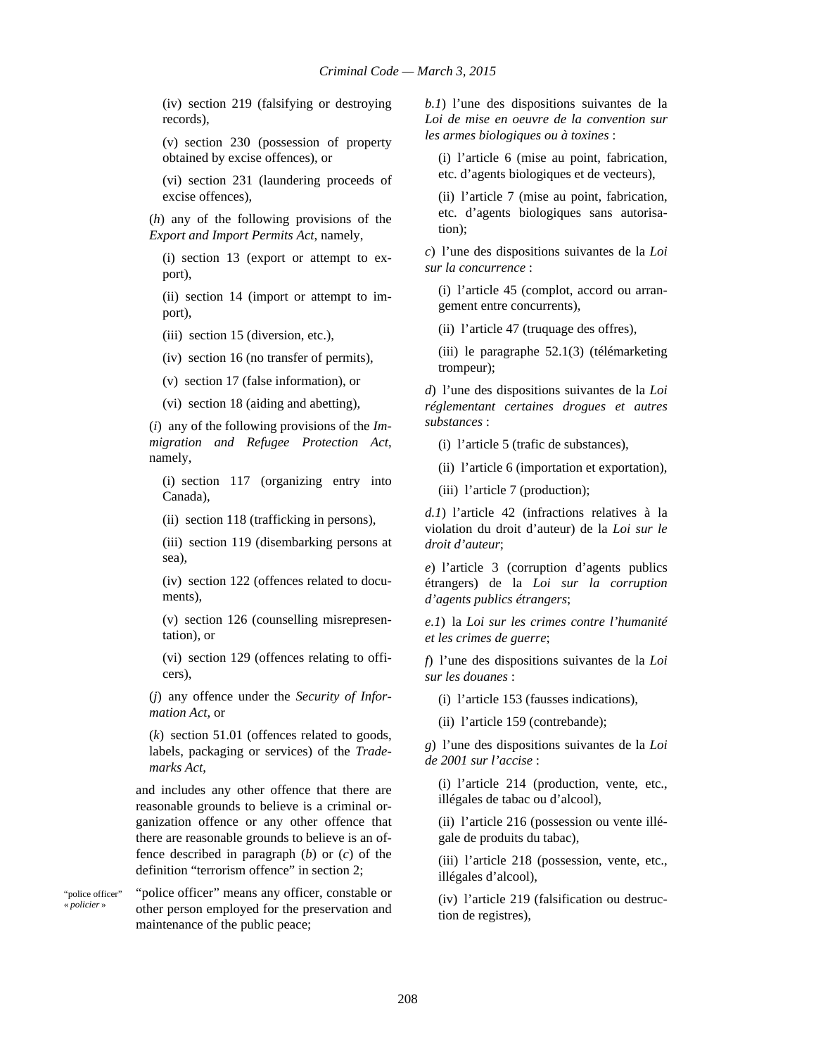(iv) section 219 (falsifying or destroying records),

(v) section 230 (possession of property obtained by excise offences), or

(vi) section 231 (laundering proceeds of excise offences),

(*h*) any of the following provisions of the *Export and Import Permits Act*, namely,

(i) section 13 (export or attempt to export),

(ii) section 14 (import or attempt to import),

(iii) section 15 (diversion, etc.),

(iv) section 16 (no transfer of permits),

(v) section 17 (false information), or

(vi) section 18 (aiding and abetting),

(*i*) any of the following provisions of the *Immigration and Refugee Protection Act*, namely,

(i) section 117 (organizing entry into Canada),

(ii) section 118 (trafficking in persons),

(iii) section 119 (disembarking persons at sea),

(iv) section 122 (offences related to documents),

(v) section 126 (counselling misrepresentation), or

(vi) section 129 (offences relating to officers),

(*j*) any offence under the *Security of Information Act*, or

(*k*) section 51.01 (offences related to goods, labels, packaging or services) of the *Trademarks Act*,

and includes any other offence that there are reasonable grounds to believe is a criminal organization offence or any other offence that there are reasonable grounds to believe is an offence described in paragraph (*b*) or (*c*) of the definition “terrorism offence” in section 2;

“police officer” « *policier* »

“police officer” means any officer, constable or other person employed for the preservation and maintenance of the public peace;

*b.1*) l’une des dispositions suivantes de la *Loi de mise en oeuvre de la convention sur les armes biologiques ou à toxines* :

(i) l’article 6 (mise au point, fabrication, etc. d’agents biologiques et de vecteurs),

(ii) l’article 7 (mise au point, fabrication, etc. d’agents biologiques sans autorisation);

*c*) l’une des dispositions suivantes de la *Loi sur la concurrence* :

(i) l’article 45 (complot, accord ou arrangement entre concurrents),

(ii) l’article 47 (truquage des offres),

(iii) le paragraphe 52.1(3) (télémarketing trompeur);

*d*) l’une des dispositions suivantes de la *Loi réglementant certaines drogues et autres substances* :

(i) l’article 5 (trafic de substances),

(ii) l’article 6 (importation et exportation),

(iii) l’article 7 (production);

*d.1*) l’article 42 (infractions relatives à la violation du droit d’auteur) de la *Loi sur le droit d’auteur*;

*e*) l’article 3 (corruption d’agents publics étrangers) de la *Loi sur la corruption d’agents publics étrangers*;

*e.1*) la *Loi sur les crimes contre l’humanité et les crimes de guerre*;

*f*) l’une des dispositions suivantes de la *Loi sur les douanes* :

(i) l’article 153 (fausses indications),

(ii) l’article 159 (contrebande);

*g*) l’une des dispositions suivantes de la *Loi de 2001 sur l’accise* :

(i) l’article 214 (production, vente, etc., illégales de tabac ou d’alcool),

(ii) l’article 216 (possession ou vente illégale de produits du tabac),

(iii) l’article 218 (possession, vente, etc., illégales d’alcool),

(iv) l’article 219 (falsification ou destruction de registres),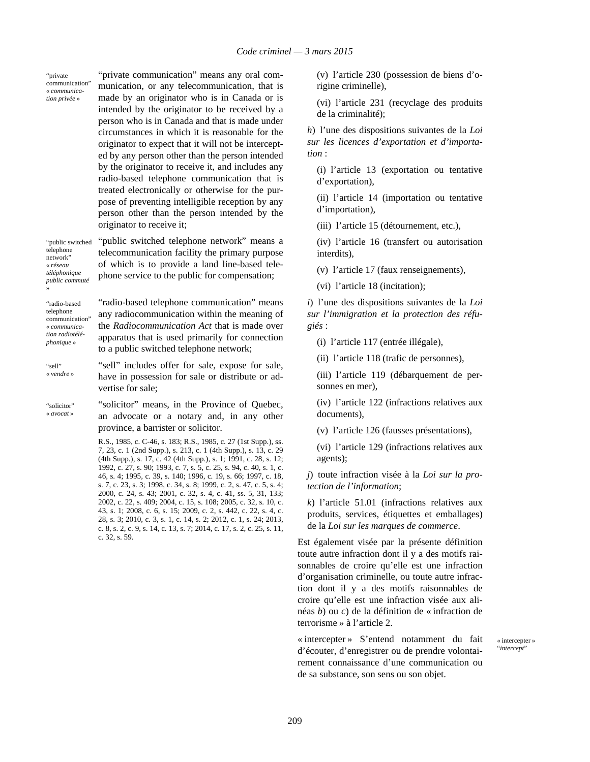"private communication" « *communication privée* »

"private communication" means any oral communication, or any telecommunication, that is made by an originator who is in Canada or is intended by the originator to be received by a person who is in Canada and that is made under circumstances in which it is reasonable for the originator to expect that it will not be intercepted by any person other than the person intended by the originator to receive it, and includes any radio-based telephone communication that is treated electronically or otherwise for the purpose of preventing intelligible reception by any person other than the person intended by the originator to receive it;

"public switched telephone network" « *réseau téléphonique public commuté* »

"public switched telephone network" means a telecommunication facility the primary purpose of which is to provide a land line-based telephone service to the public for compensation;

"radio-based telephone communication" « *communication radiotéléphonique* »

"radio-based telephone communication" means any radiocommunication within the meaning of the *Radiocommunication Act* that is made over apparatus that is used primarily for connection to a public switched telephone network;

"sell" « *vendre* »

"sell" includes offer for sale, expose for sale, have in possession for sale or distribute or advertise for sale;

"solicitor" « *avocat* »

"solicitor" means, in the Province of Quebec, an advocate or a notary and, in any other province, a barrister or solicitor.

R.S., 1985, c. C-46, s. 183; R.S., 1985, c. 27 (1st Supp.), ss. 7, 23, c. 1 (2nd Supp.), s. 213, c. 1 (4th Supp.), s. 13, c. 29 (4th Supp.), s. 17, c. 42 (4th Supp.), s. 1; 1991, c. 28, s. 12; 1992, c. 27, s. 90; 1993, c. 7, s. 5, c. 25, s. 94, c. 40, s. 1, c. 46, s. 4; 1995, c. 39, s. 140; 1996, c. 19, s. 66; 1997, c. 18, s. 7, c. 23, s. 3; 1998, c. 34, s. 8; 1999, c. 2, s. 47, c. 5, s. 4; 2000, c. 24, s. 43; 2001, c. 32, s. 4, c. 41, ss. 5, 31, 133; 2002, c. 22, s. 409; 2004, c. 15, s. 108; 2005, c. 32, s. 10, c. 43, s. 1; 2008, c. 6, s. 15; 2009, c. 2, s. 442, c. 22, s. 4, c. 28, s. 3; 2010, c. 3, s. 1, c. 14, s. 2; 2012, c. 1, s. 24; 2013, c. 8, s. 2, c. 9, s. 14, c. 13, s. 7; 2014, c. 17, s. 2, c. 25, s. 11, c. 32, s. 59.

(v) l'article 230 (possession de biens d'origine criminelle),

(vi) l'article 231 (recyclage des produits de la criminalité);

*h*) l'une des dispositions suivantes de la *Loi sur les licences d'exportation et d'importation* :

(i) l'article 13 (exportation ou tentative d'exportation),

(ii) l'article 14 (importation ou tentative d'importation),

(iii) l'article 15 (détournement, etc.),

(iv) l'article 16 (transfert ou autorisation interdits),

(v) l'article 17 (faux renseignements),

(vi) l'article 18 (incitation);

*i*) l'une des dispositions suivantes de la *Loi sur l'immigration et la protection des réfugiés* :

(i) l'article 117 (entrée illégale),

(ii) l'article 118 (trafic de personnes),

(iii) l'article 119 (débarquement de personnes en mer),

(iv) l'article 122 (infractions relatives aux documents),

(v) l'article 126 (fausses présentations),

(vi) l'article 129 (infractions relatives aux agents);

*j*) toute infraction visée à la *Loi sur la protection de l'information*;

*k*) l'article 51.01 (infractions relatives aux produits, services, étiquettes et emballages) de la *Loi sur les marques de commerce*.

Est également visée par la présente définition toute autre infraction dont il y a des motifs raisonnables de croire qu'elle est une infraction d'organisation criminelle, ou toute autre infraction dont il y a des motifs raisonnables de croire qu'elle est une infraction visée aux alinéas *b*) ou *c*) de la définition de « infraction de terrorisme » à l'article 2.

« intercepter » "*intercept*"

« intercepter » S'entend notamment du fait d'écouter, d'enregistrer ou de prendre volontairement connaissance d'une communication ou de sa substance, son sens ou son objet.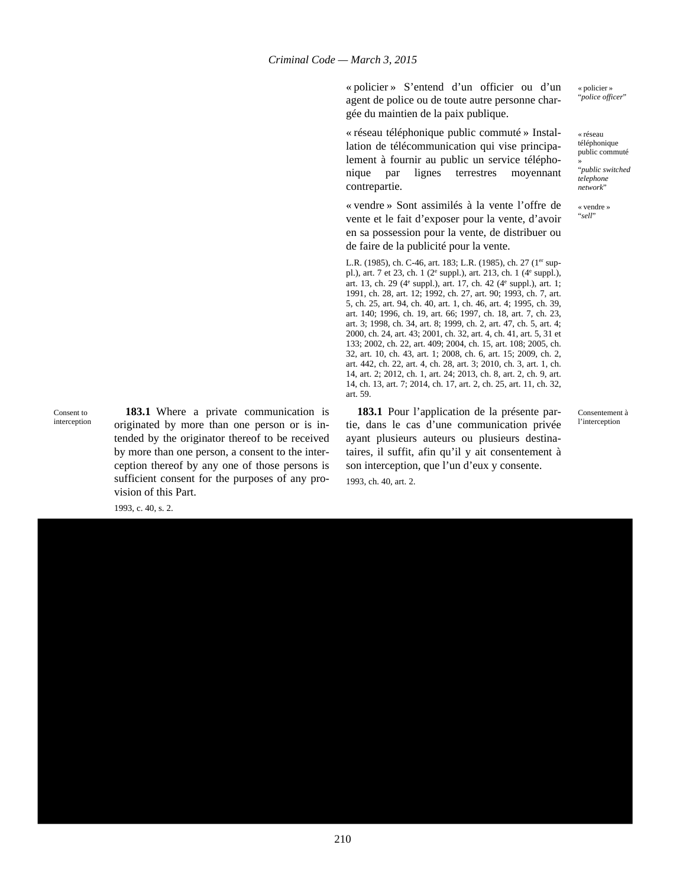« policier » S'entend d'un officier ou d'un agent de police ou de toute autre personne chargée du maintien de la paix publique.

« policier »
"*police officer*"

« réseau téléphonique public commuté » Installation de télécommunication qui vise principalement à fournir au public un service téléphonique par lignes terrestres moyennant contrepartie.

« réseau téléphonique public commuté »
"*public switched telephone network*"

« vendre » Sont assimilés à la vente l'offre de vente et le fait d'exposer pour la vente, d'avoir en sa possession pour la vente, de distribuer ou de faire de la publicité pour la vente.

« vendre »
"*sell*"

L.R. (1985), ch. C-46, art. 183; L.R. (1985), ch. 27 (1er suppl.), art. 7 et 23, ch. 1 (2e suppl.), art. 213, ch. 1 (4e suppl.), art. 13, ch. 29 (4e suppl.), art. 17, ch. 42 (4e suppl.), art. 1; 1991, ch. 28, art. 12; 1992, ch. 27, art. 90; 1993, ch. 7, art. 5, ch. 25, art. 94, ch. 40, art. 1, ch. 46, art. 4; 1995, ch. 39, art. 140; 1996, ch. 19, art. 66; 1997, ch. 18, art. 7, ch. 23, art. 3; 1998, ch. 34, art. 8; 1999, ch. 2, art. 47, ch. 5, art. 4; 2000, ch. 24, art. 43; 2001, ch. 32, art. 4, ch. 41, art. 5, 31 et 133; 2002, ch. 22, art. 409; 2004, ch. 15, art. 108; 2005, ch. 32, art. 10, ch. 43, art. 1; 2008, ch. 6, art. 15; 2009, ch. 2, art. 442, ch. 22, art. 4, ch. 28, art. 3; 2010, ch. 3, art. 1, ch. 14, art. 2; 2012, ch. 1, art. 24; 2013, ch. 8, art. 2, ch. 9, art. 14, ch. 13, art. 7; 2014, ch. 17, art. 2, ch. 25, art. 11, ch. 32, art. 59.

Consent to interception

**183.1** Where a private communication is originated by more than one person or is intended by the originator thereof to be received by more than one person, a consent to the interception thereof by any one of those persons is sufficient consent for the purposes of any provision of this Part.

1993, c. 40, s. 2.

Consentement à l'interception

**183.1** Pour l'application de la présente partie, dans le cas d'une communication privée ayant plusieurs auteurs ou plusieurs destinataires, il suffit, afin qu'il y ait consentement à son interception, que l'un d'eux y consente.

1993, ch. 40, art. 2.